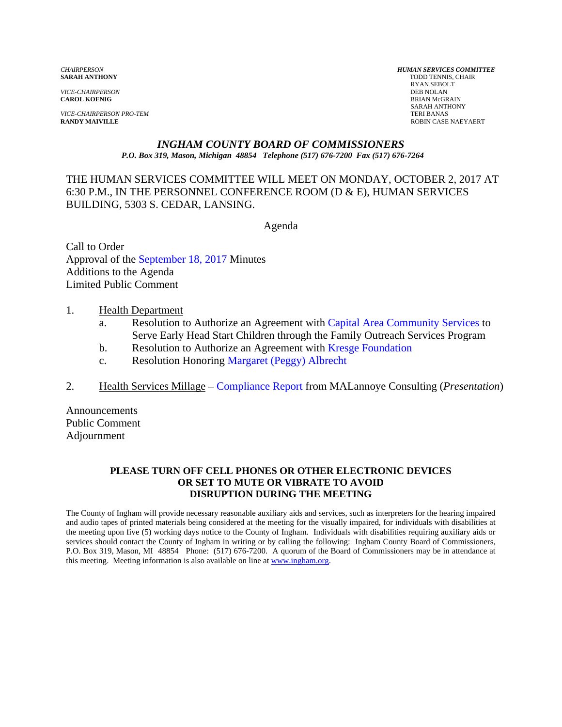*CHAIRPERSON*
**SARAH ANTHONY**

*VICE-CHAIRPERSON*
**CAROL KOENIG**

*VICE-CHAIRPERSON PRO-TEM*
**RANDY MAIVILLE**

***HUMAN SERVICES COMMITTEE***
TODD TENNIS, CHAIR
RYAN SEBOLT
DEB NOLAN
BRIAN McGRAIN
SARAH ANTHONY
TERI BANAS
ROBIN CASE NAEYAERT

## *INGHAM COUNTY BOARD OF COMMISSIONERS*

***P.O. Box 319, Mason, Michigan 48854 Telephone (517) 676-7200 Fax (517) 676-7264***

THE HUMAN SERVICES COMMITTEE WILL MEET ON MONDAY, OCTOBER 2, 2017 AT 6:30 P.M., IN THE PERSONNEL CONFERENCE ROOM (D & E), HUMAN SERVICES BUILDING, 5303 S. CEDAR, LANSING.

Agenda

Call to Order
Approval of the September 18, 2017 Minutes
Additions to the Agenda
Limited Public Comment

1. Health Department
   a. Resolution to Authorize an Agreement with Capital Area Community Services to Serve Early Head Start Children through the Family Outreach Services Program
   b. Resolution to Authorize an Agreement with Kresge Foundation
   c. Resolution Honoring Margaret (Peggy) Albrecht

2. Health Services Millage – Compliance Report from MALannoye Consulting (*Presentation*)

Announcements
Public Comment
Adjournment

**PLEASE TURN OFF CELL PHONES OR OTHER ELECTRONIC DEVICES OR SET TO MUTE OR VIBRATE TO AVOID DISRUPTION DURING THE MEETING**

The County of Ingham will provide necessary reasonable auxiliary aids and services, such as interpreters for the hearing impaired and audio tapes of printed materials being considered at the meeting for the visually impaired, for individuals with disabilities at the meeting upon five (5) working days notice to the County of Ingham. Individuals with disabilities requiring auxiliary aids or services should contact the County of Ingham in writing or by calling the following: Ingham County Board of Commissioners, P.O. Box 319, Mason, MI 48854 Phone: (517) 676-7200. A quorum of the Board of Commissioners may be in attendance at this meeting. Meeting information is also available on line at www.ingham.org.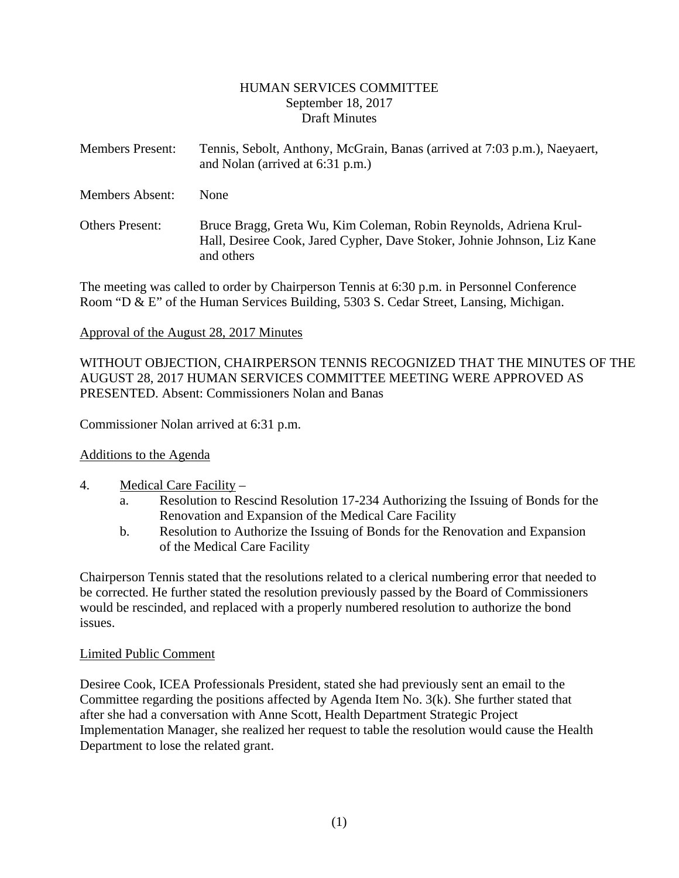HUMAN SERVICES COMMITTEE
September 18, 2017
Draft Minutes

Members Present: Tennis, Sebolt, Anthony, McGrain, Banas (arrived at 7:03 p.m.), Naeyaert, and Nolan (arrived at 6:31 p.m.)

Members Absent: None

Others Present: Bruce Bragg, Greta Wu, Kim Coleman, Robin Reynolds, Adriena Krul-Hall, Desiree Cook, Jared Cypher, Dave Stoker, Johnie Johnson, Liz Kane and others

The meeting was called to order by Chairperson Tennis at 6:30 p.m. in Personnel Conference Room "D & E" of the Human Services Building, 5303 S. Cedar Street, Lansing, Michigan.

Approval of the August 28, 2017 Minutes

WITHOUT OBJECTION, CHAIRPERSON TENNIS RECOGNIZED THAT THE MINUTES OF THE AUGUST 28, 2017 HUMAN SERVICES COMMITTEE MEETING WERE APPROVED AS PRESENTED. Absent: Commissioners Nolan and Banas

Commissioner Nolan arrived at 6:31 p.m.

Additions to the Agenda

4. Medical Care Facility –
   a. Resolution to Rescind Resolution 17-234 Authorizing the Issuing of Bonds for the Renovation and Expansion of the Medical Care Facility
   b. Resolution to Authorize the Issuing of Bonds for the Renovation and Expansion of the Medical Care Facility

Chairperson Tennis stated that the resolutions related to a clerical numbering error that needed to be corrected. He further stated the resolution previously passed by the Board of Commissioners would be rescinded, and replaced with a properly numbered resolution to authorize the bond issues.

Limited Public Comment

Desiree Cook, ICEA Professionals President, stated she had previously sent an email to the Committee regarding the positions affected by Agenda Item No. 3(k). She further stated that after she had a conversation with Anne Scott, Health Department Strategic Project Implementation Manager, she realized her request to table the resolution would cause the Health Department to lose the related grant.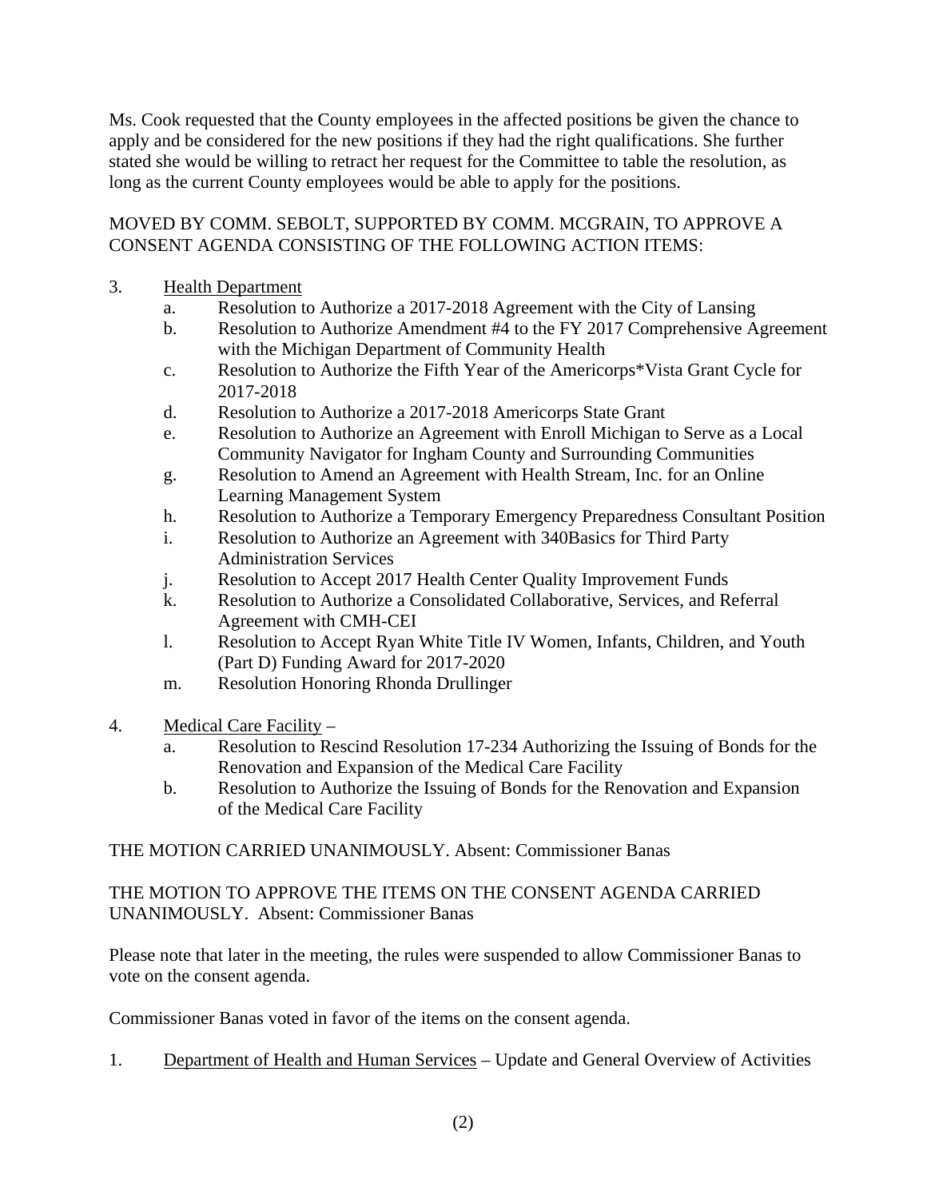Ms. Cook requested that the County employees in the affected positions be given the chance to apply and be considered for the new positions if they had the right qualifications. She further stated she would be willing to retract her request for the Committee to table the resolution, as long as the current County employees would be able to apply for the positions.

MOVED BY COMM. SEBOLT, SUPPORTED BY COMM. MCGRAIN, TO APPROVE A CONSENT AGENDA CONSISTING OF THE FOLLOWING ACTION ITEMS:

3. Health Department
   a. Resolution to Authorize a 2017-2018 Agreement with the City of Lansing
   b. Resolution to Authorize Amendment #4 to the FY 2017 Comprehensive Agreement with the Michigan Department of Community Health
   c. Resolution to Authorize the Fifth Year of the Americorps*Vista Grant Cycle for 2017-2018
   d. Resolution to Authorize a 2017-2018 Americorps State Grant
   e. Resolution to Authorize an Agreement with Enroll Michigan to Serve as a Local Community Navigator for Ingham County and Surrounding Communities
   g. Resolution to Amend an Agreement with Health Stream, Inc. for an Online Learning Management System
   h. Resolution to Authorize a Temporary Emergency Preparedness Consultant Position
   i. Resolution to Authorize an Agreement with 340Basics for Third Party Administration Services
   j. Resolution to Accept 2017 Health Center Quality Improvement Funds
   k. Resolution to Authorize a Consolidated Collaborative, Services, and Referral Agreement with CMH-CEI
   l. Resolution to Accept Ryan White Title IV Women, Infants, Children, and Youth (Part D) Funding Award for 2017-2020
   m. Resolution Honoring Rhonda Drullinger

4. Medical Care Facility –
   a. Resolution to Rescind Resolution 17-234 Authorizing the Issuing of Bonds for the Renovation and Expansion of the Medical Care Facility
   b. Resolution to Authorize the Issuing of Bonds for the Renovation and Expansion of the Medical Care Facility

THE MOTION CARRIED UNANIMOUSLY. Absent: Commissioner Banas

THE MOTION TO APPROVE THE ITEMS ON THE CONSENT AGENDA CARRIED UNANIMOUSLY. Absent: Commissioner Banas

Please note that later in the meeting, the rules were suspended to allow Commissioner Banas to vote on the consent agenda.

Commissioner Banas voted in favor of the items on the consent agenda.

1. Department of Health and Human Services – Update and General Overview of Activities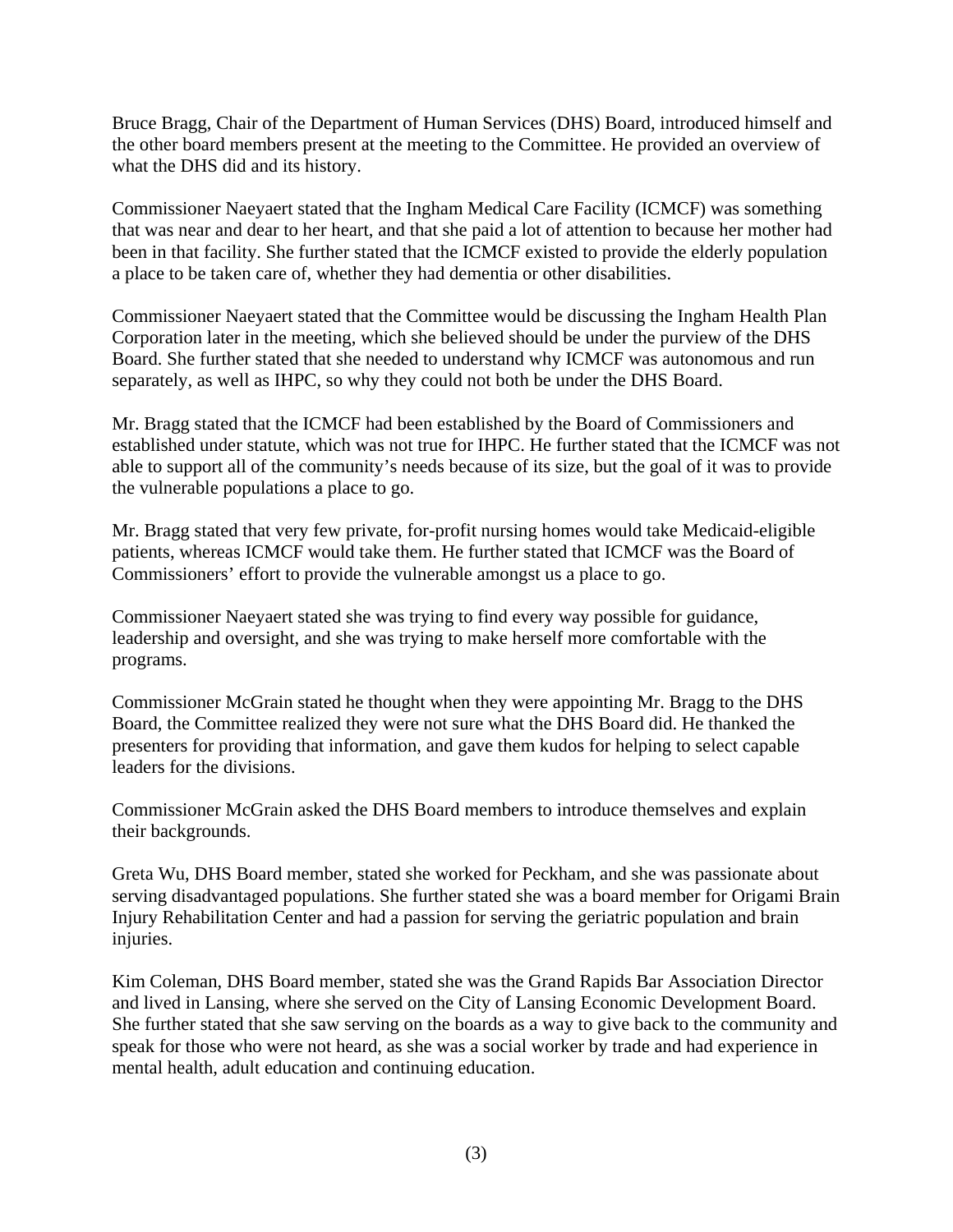Bruce Bragg, Chair of the Department of Human Services (DHS) Board, introduced himself and the other board members present at the meeting to the Committee. He provided an overview of what the DHS did and its history.

Commissioner Naeyaert stated that the Ingham Medical Care Facility (ICMCF) was something that was near and dear to her heart, and that she paid a lot of attention to because her mother had been in that facility. She further stated that the ICMCF existed to provide the elderly population a place to be taken care of, whether they had dementia or other disabilities.

Commissioner Naeyaert stated that the Committee would be discussing the Ingham Health Plan Corporation later in the meeting, which she believed should be under the purview of the DHS Board. She further stated that she needed to understand why ICMCF was autonomous and run separately, as well as IHPC, so why they could not both be under the DHS Board.

Mr. Bragg stated that the ICMCF had been established by the Board of Commissioners and established under statute, which was not true for IHPC. He further stated that the ICMCF was not able to support all of the community's needs because of its size, but the goal of it was to provide the vulnerable populations a place to go.

Mr. Bragg stated that very few private, for-profit nursing homes would take Medicaid-eligible patients, whereas ICMCF would take them. He further stated that ICMCF was the Board of Commissioners' effort to provide the vulnerable amongst us a place to go.

Commissioner Naeyaert stated she was trying to find every way possible for guidance, leadership and oversight, and she was trying to make herself more comfortable with the programs.

Commissioner McGrain stated he thought when they were appointing Mr. Bragg to the DHS Board, the Committee realized they were not sure what the DHS Board did. He thanked the presenters for providing that information, and gave them kudos for helping to select capable leaders for the divisions.

Commissioner McGrain asked the DHS Board members to introduce themselves and explain their backgrounds.

Greta Wu, DHS Board member, stated she worked for Peckham, and she was passionate about serving disadvantaged populations. She further stated she was a board member for Origami Brain Injury Rehabilitation Center and had a passion for serving the geriatric population and brain injuries.

Kim Coleman, DHS Board member, stated she was the Grand Rapids Bar Association Director and lived in Lansing, where she served on the City of Lansing Economic Development Board. She further stated that she saw serving on the boards as a way to give back to the community and speak for those who were not heard, as she was a social worker by trade and had experience in mental health, adult education and continuing education.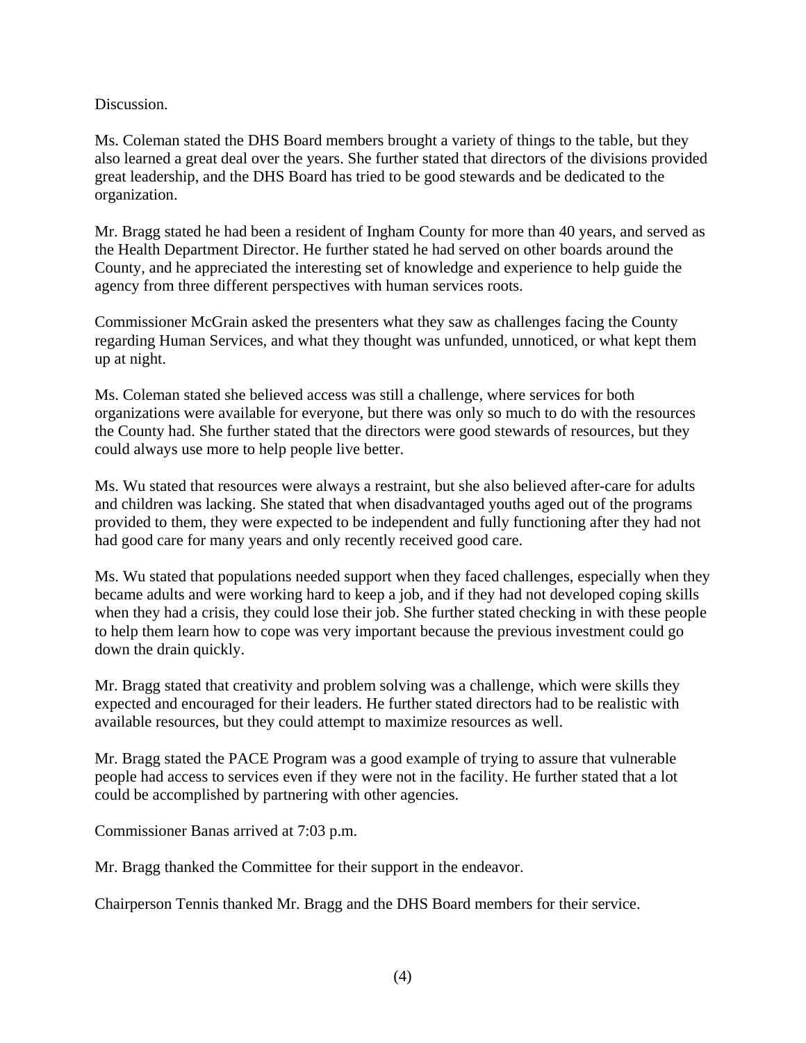Discussion.

Ms. Coleman stated the DHS Board members brought a variety of things to the table, but they also learned a great deal over the years. She further stated that directors of the divisions provided great leadership, and the DHS Board has tried to be good stewards and be dedicated to the organization.

Mr. Bragg stated he had been a resident of Ingham County for more than 40 years, and served as the Health Department Director. He further stated he had served on other boards around the County, and he appreciated the interesting set of knowledge and experience to help guide the agency from three different perspectives with human services roots.

Commissioner McGrain asked the presenters what they saw as challenges facing the County regarding Human Services, and what they thought was unfunded, unnoticed, or what kept them up at night.

Ms. Coleman stated she believed access was still a challenge, where services for both organizations were available for everyone, but there was only so much to do with the resources the County had. She further stated that the directors were good stewards of resources, but they could always use more to help people live better.

Ms. Wu stated that resources were always a restraint, but she also believed after-care for adults and children was lacking. She stated that when disadvantaged youths aged out of the programs provided to them, they were expected to be independent and fully functioning after they had not had good care for many years and only recently received good care.

Ms. Wu stated that populations needed support when they faced challenges, especially when they became adults and were working hard to keep a job, and if they had not developed coping skills when they had a crisis, they could lose their job. She further stated checking in with these people to help them learn how to cope was very important because the previous investment could go down the drain quickly.

Mr. Bragg stated that creativity and problem solving was a challenge, which were skills they expected and encouraged for their leaders. He further stated directors had to be realistic with available resources, but they could attempt to maximize resources as well.

Mr. Bragg stated the PACE Program was a good example of trying to assure that vulnerable people had access to services even if they were not in the facility. He further stated that a lot could be accomplished by partnering with other agencies.

Commissioner Banas arrived at 7:03 p.m.

Mr. Bragg thanked the Committee for their support in the endeavor.

Chairperson Tennis thanked Mr. Bragg and the DHS Board members for their service.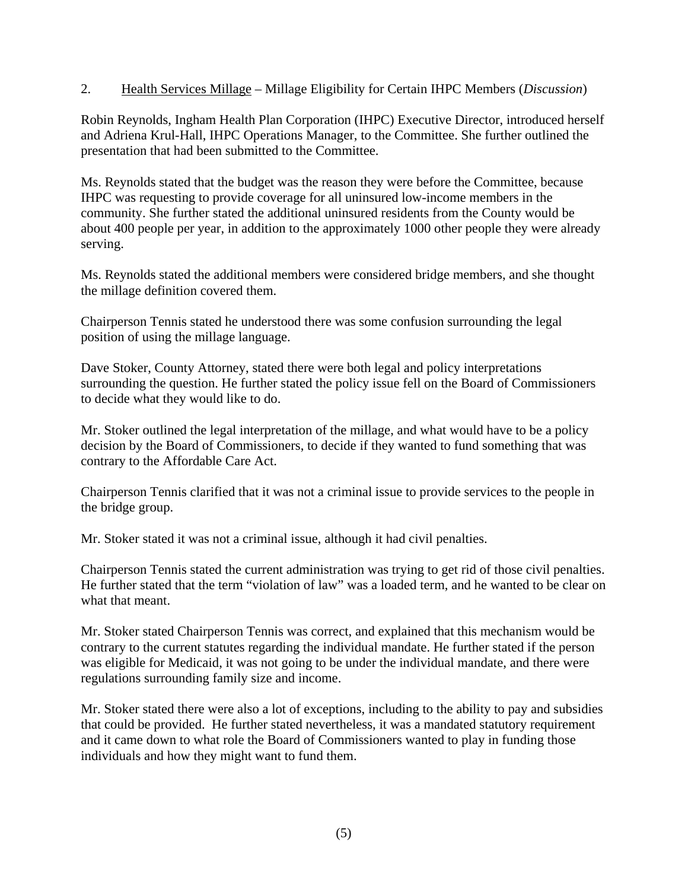2. <u>Health Services Millage</u> – Millage Eligibility for Certain IHPC Members (*Discussion*)

Robin Reynolds, Ingham Health Plan Corporation (IHPC) Executive Director, introduced herself and Adriena Krul-Hall, IHPC Operations Manager, to the Committee. She further outlined the presentation that had been submitted to the Committee.

Ms. Reynolds stated that the budget was the reason they were before the Committee, because IHPC was requesting to provide coverage for all uninsured low-income members in the community. She further stated the additional uninsured residents from the County would be about 400 people per year, in addition to the approximately 1000 other people they were already serving.

Ms. Reynolds stated the additional members were considered bridge members, and she thought the millage definition covered them.

Chairperson Tennis stated he understood there was some confusion surrounding the legal position of using the millage language.

Dave Stoker, County Attorney, stated there were both legal and policy interpretations surrounding the question. He further stated the policy issue fell on the Board of Commissioners to decide what they would like to do.

Mr. Stoker outlined the legal interpretation of the millage, and what would have to be a policy decision by the Board of Commissioners, to decide if they wanted to fund something that was contrary to the Affordable Care Act.

Chairperson Tennis clarified that it was not a criminal issue to provide services to the people in the bridge group.

Mr. Stoker stated it was not a criminal issue, although it had civil penalties.

Chairperson Tennis stated the current administration was trying to get rid of those civil penalties. He further stated that the term "violation of law" was a loaded term, and he wanted to be clear on what that meant.

Mr. Stoker stated Chairperson Tennis was correct, and explained that this mechanism would be contrary to the current statutes regarding the individual mandate. He further stated if the person was eligible for Medicaid, it was not going to be under the individual mandate, and there were regulations surrounding family size and income.

Mr. Stoker stated there were also a lot of exceptions, including to the ability to pay and subsidies that could be provided. He further stated nevertheless, it was a mandated statutory requirement and it came down to what role the Board of Commissioners wanted to play in funding those individuals and how they might want to fund them.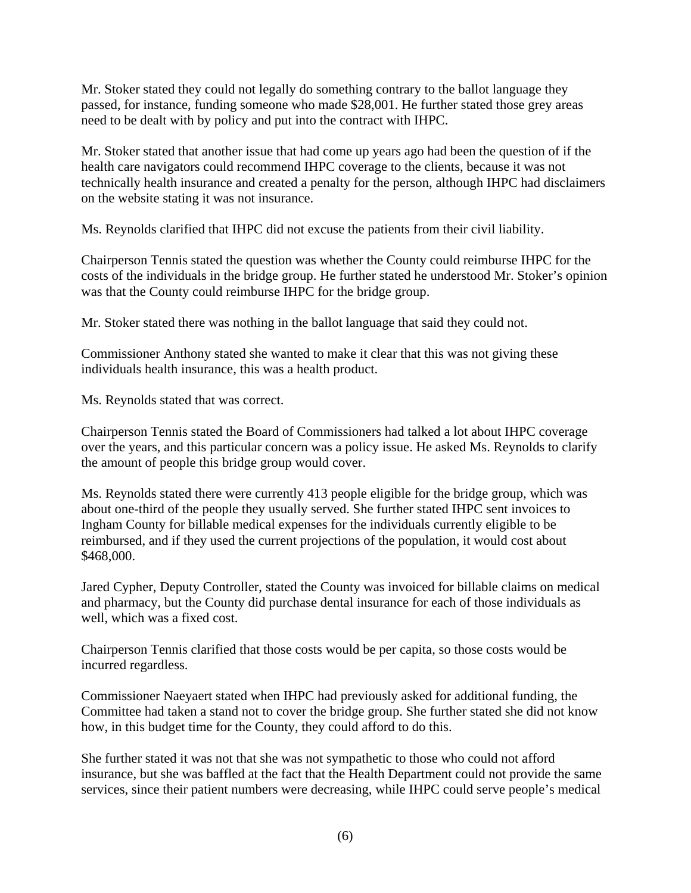Mr. Stoker stated they could not legally do something contrary to the ballot language they passed, for instance, funding someone who made $28,001. He further stated those grey areas need to be dealt with by policy and put into the contract with IHPC.

Mr. Stoker stated that another issue that had come up years ago had been the question of if the health care navigators could recommend IHPC coverage to the clients, because it was not technically health insurance and created a penalty for the person, although IHPC had disclaimers on the website stating it was not insurance.

Ms. Reynolds clarified that IHPC did not excuse the patients from their civil liability.

Chairperson Tennis stated the question was whether the County could reimburse IHPC for the costs of the individuals in the bridge group. He further stated he understood Mr. Stoker's opinion was that the County could reimburse IHPC for the bridge group.

Mr. Stoker stated there was nothing in the ballot language that said they could not.

Commissioner Anthony stated she wanted to make it clear that this was not giving these individuals health insurance, this was a health product.

Ms. Reynolds stated that was correct.

Chairperson Tennis stated the Board of Commissioners had talked a lot about IHPC coverage over the years, and this particular concern was a policy issue. He asked Ms. Reynolds to clarify the amount of people this bridge group would cover.

Ms. Reynolds stated there were currently 413 people eligible for the bridge group, which was about one-third of the people they usually served. She further stated IHPC sent invoices to Ingham County for billable medical expenses for the individuals currently eligible to be reimbursed, and if they used the current projections of the population, it would cost about $468,000.

Jared Cypher, Deputy Controller, stated the County was invoiced for billable claims on medical and pharmacy, but the County did purchase dental insurance for each of those individuals as well, which was a fixed cost.

Chairperson Tennis clarified that those costs would be per capita, so those costs would be incurred regardless.

Commissioner Naeyaert stated when IHPC had previously asked for additional funding, the Committee had taken a stand not to cover the bridge group. She further stated she did not know how, in this budget time for the County, they could afford to do this.

She further stated it was not that she was not sympathetic to those who could not afford insurance, but she was baffled at the fact that the Health Department could not provide the same services, since their patient numbers were decreasing, while IHPC could serve people's medical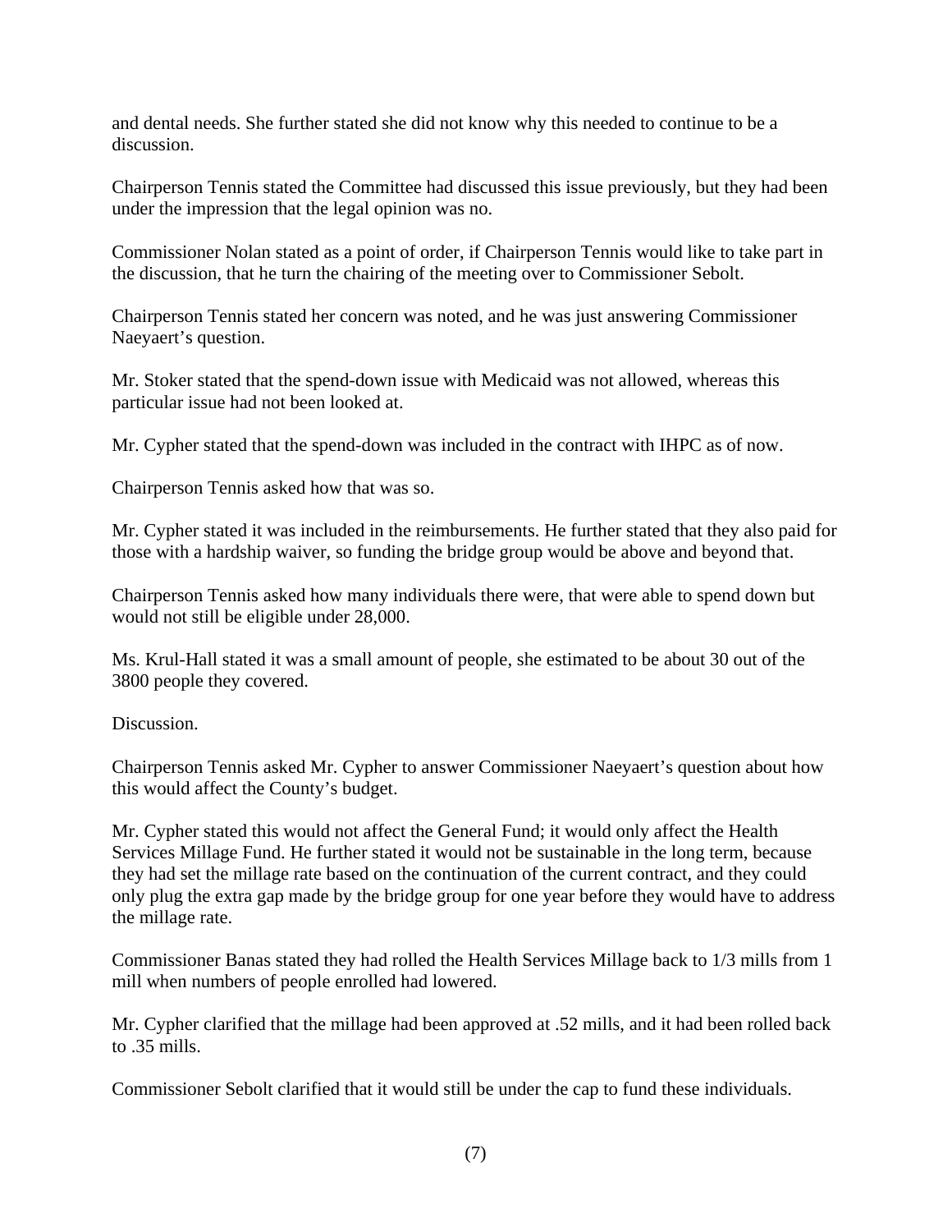and dental needs. She further stated she did not know why this needed to continue to be a discussion.

Chairperson Tennis stated the Committee had discussed this issue previously, but they had been under the impression that the legal opinion was no.

Commissioner Nolan stated as a point of order, if Chairperson Tennis would like to take part in the discussion, that he turn the chairing of the meeting over to Commissioner Sebolt.

Chairperson Tennis stated her concern was noted, and he was just answering Commissioner Naeyaert's question.

Mr. Stoker stated that the spend-down issue with Medicaid was not allowed, whereas this particular issue had not been looked at.

Mr. Cypher stated that the spend-down was included in the contract with IHPC as of now.

Chairperson Tennis asked how that was so.

Mr. Cypher stated it was included in the reimbursements. He further stated that they also paid for those with a hardship waiver, so funding the bridge group would be above and beyond that.

Chairperson Tennis asked how many individuals there were, that were able to spend down but would not still be eligible under 28,000.

Ms. Krul-Hall stated it was a small amount of people, she estimated to be about 30 out of the 3800 people they covered.

Discussion.

Chairperson Tennis asked Mr. Cypher to answer Commissioner Naeyaert's question about how this would affect the County's budget.

Mr. Cypher stated this would not affect the General Fund; it would only affect the Health Services Millage Fund. He further stated it would not be sustainable in the long term, because they had set the millage rate based on the continuation of the current contract, and they could only plug the extra gap made by the bridge group for one year before they would have to address the millage rate.

Commissioner Banas stated they had rolled the Health Services Millage back to 1/3 mills from 1 mill when numbers of people enrolled had lowered.

Mr. Cypher clarified that the millage had been approved at .52 mills, and it had been rolled back to .35 mills.

Commissioner Sebolt clarified that it would still be under the cap to fund these individuals.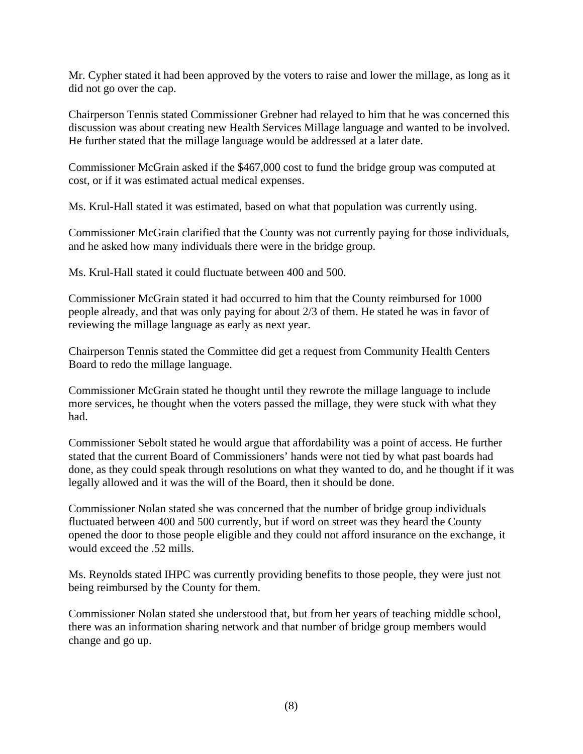Mr. Cypher stated it had been approved by the voters to raise and lower the millage, as long as it did not go over the cap.

Chairperson Tennis stated Commissioner Grebner had relayed to him that he was concerned this discussion was about creating new Health Services Millage language and wanted to be involved. He further stated that the millage language would be addressed at a later date.

Commissioner McGrain asked if the $467,000 cost to fund the bridge group was computed at cost, or if it was estimated actual medical expenses.

Ms. Krul-Hall stated it was estimated, based on what that population was currently using.

Commissioner McGrain clarified that the County was not currently paying for those individuals, and he asked how many individuals there were in the bridge group.

Ms. Krul-Hall stated it could fluctuate between 400 and 500.

Commissioner McGrain stated it had occurred to him that the County reimbursed for 1000 people already, and that was only paying for about 2/3 of them. He stated he was in favor of reviewing the millage language as early as next year.

Chairperson Tennis stated the Committee did get a request from Community Health Centers Board to redo the millage language.

Commissioner McGrain stated he thought until they rewrote the millage language to include more services, he thought when the voters passed the millage, they were stuck with what they had.

Commissioner Sebolt stated he would argue that affordability was a point of access. He further stated that the current Board of Commissioners' hands were not tied by what past boards had done, as they could speak through resolutions on what they wanted to do, and he thought if it was legally allowed and it was the will of the Board, then it should be done.

Commissioner Nolan stated she was concerned that the number of bridge group individuals fluctuated between 400 and 500 currently, but if word on street was they heard the County opened the door to those people eligible and they could not afford insurance on the exchange, it would exceed the .52 mills.

Ms. Reynolds stated IHPC was currently providing benefits to those people, they were just not being reimbursed by the County for them.

Commissioner Nolan stated she understood that, but from her years of teaching middle school, there was an information sharing network and that number of bridge group members would change and go up.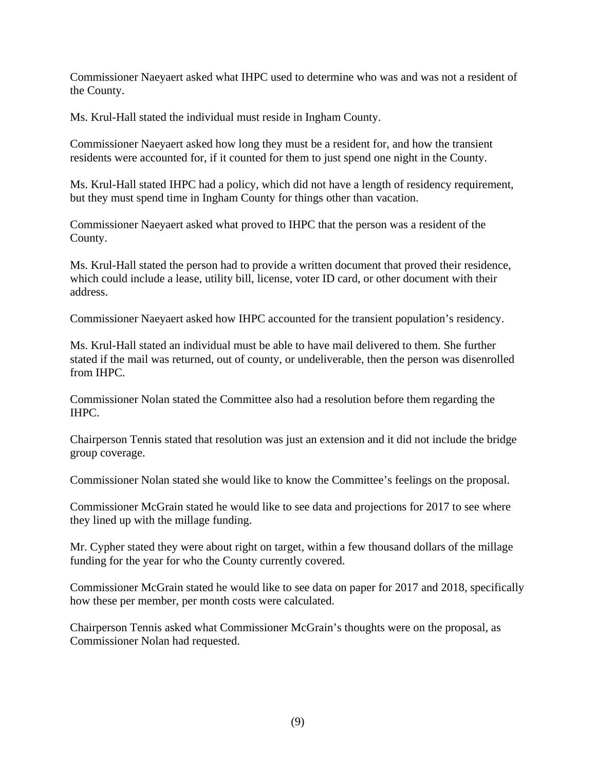Commissioner Naeyaert asked what IHPC used to determine who was and was not a resident of the County.

Ms. Krul-Hall stated the individual must reside in Ingham County.

Commissioner Naeyaert asked how long they must be a resident for, and how the transient residents were accounted for, if it counted for them to just spend one night in the County.

Ms. Krul-Hall stated IHPC had a policy, which did not have a length of residency requirement, but they must spend time in Ingham County for things other than vacation.

Commissioner Naeyaert asked what proved to IHPC that the person was a resident of the County.

Ms. Krul-Hall stated the person had to provide a written document that proved their residence, which could include a lease, utility bill, license, voter ID card, or other document with their address.

Commissioner Naeyaert asked how IHPC accounted for the transient population's residency.

Ms. Krul-Hall stated an individual must be able to have mail delivered to them. She further stated if the mail was returned, out of county, or undeliverable, then the person was disenrolled from IHPC.

Commissioner Nolan stated the Committee also had a resolution before them regarding the IHPC.

Chairperson Tennis stated that resolution was just an extension and it did not include the bridge group coverage.

Commissioner Nolan stated she would like to know the Committee's feelings on the proposal.

Commissioner McGrain stated he would like to see data and projections for 2017 to see where they lined up with the millage funding.

Mr. Cypher stated they were about right on target, within a few thousand dollars of the millage funding for the year for who the County currently covered.

Commissioner McGrain stated he would like to see data on paper for 2017 and 2018, specifically how these per member, per month costs were calculated.

Chairperson Tennis asked what Commissioner McGrain's thoughts were on the proposal, as Commissioner Nolan had requested.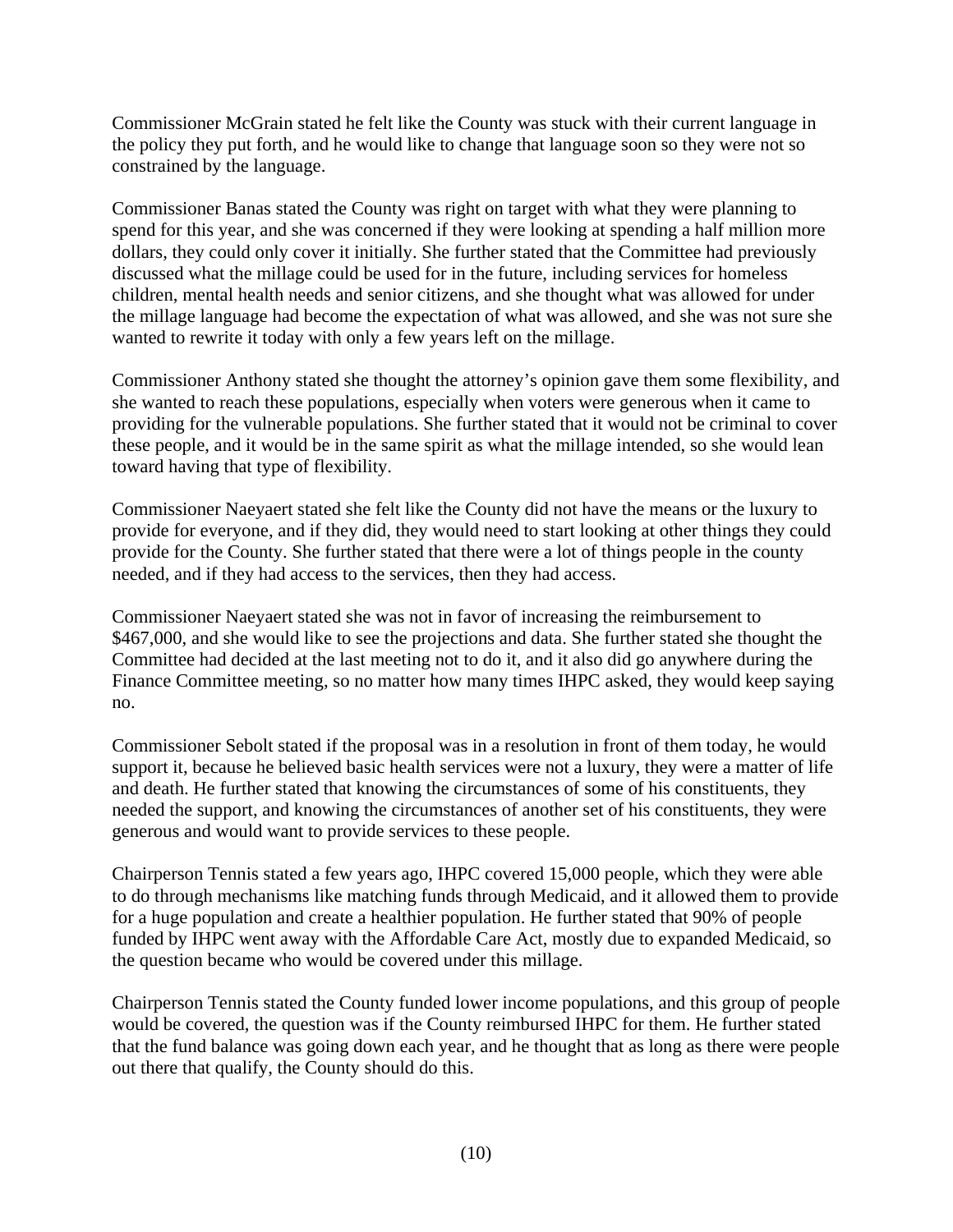Commissioner McGrain stated he felt like the County was stuck with their current language in the policy they put forth, and he would like to change that language soon so they were not so constrained by the language.

Commissioner Banas stated the County was right on target with what they were planning to spend for this year, and she was concerned if they were looking at spending a half million more dollars, they could only cover it initially. She further stated that the Committee had previously discussed what the millage could be used for in the future, including services for homeless children, mental health needs and senior citizens, and she thought what was allowed for under the millage language had become the expectation of what was allowed, and she was not sure she wanted to rewrite it today with only a few years left on the millage.

Commissioner Anthony stated she thought the attorney's opinion gave them some flexibility, and she wanted to reach these populations, especially when voters were generous when it came to providing for the vulnerable populations. She further stated that it would not be criminal to cover these people, and it would be in the same spirit as what the millage intended, so she would lean toward having that type of flexibility.

Commissioner Naeyaert stated she felt like the County did not have the means or the luxury to provide for everyone, and if they did, they would need to start looking at other things they could provide for the County. She further stated that there were a lot of things people in the county needed, and if they had access to the services, then they had access.

Commissioner Naeyaert stated she was not in favor of increasing the reimbursement to $467,000, and she would like to see the projections and data. She further stated she thought the Committee had decided at the last meeting not to do it, and it also did go anywhere during the Finance Committee meeting, so no matter how many times IHPC asked, they would keep saying no.

Commissioner Sebolt stated if the proposal was in a resolution in front of them today, he would support it, because he believed basic health services were not a luxury, they were a matter of life and death. He further stated that knowing the circumstances of some of his constituents, they needed the support, and knowing the circumstances of another set of his constituents, they were generous and would want to provide services to these people.

Chairperson Tennis stated a few years ago, IHPC covered 15,000 people, which they were able to do through mechanisms like matching funds through Medicaid, and it allowed them to provide for a huge population and create a healthier population. He further stated that 90% of people funded by IHPC went away with the Affordable Care Act, mostly due to expanded Medicaid, so the question became who would be covered under this millage.

Chairperson Tennis stated the County funded lower income populations, and this group of people would be covered, the question was if the County reimbursed IHPC for them. He further stated that the fund balance was going down each year, and he thought that as long as there were people out there that qualify, the County should do this.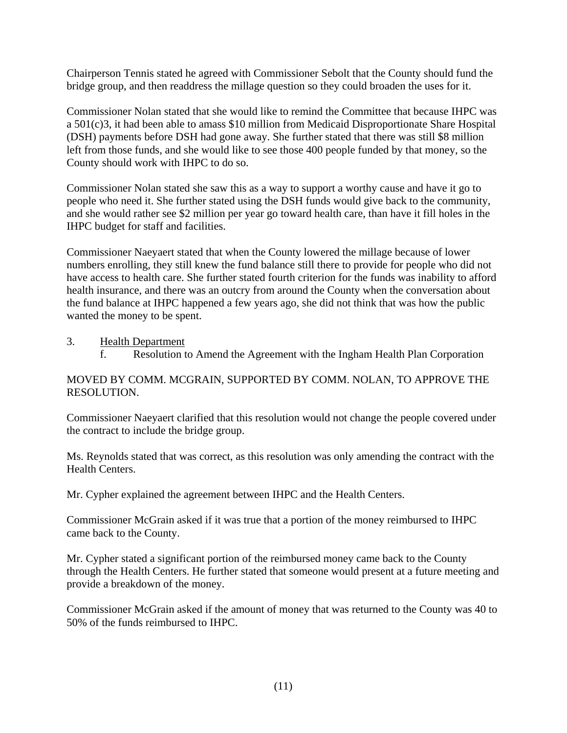Chairperson Tennis stated he agreed with Commissioner Sebolt that the County should fund the bridge group, and then readdress the millage question so they could broaden the uses for it.

Commissioner Nolan stated that she would like to remind the Committee that because IHPC was a 501(c)3, it had been able to amass $10 million from Medicaid Disproportionate Share Hospital (DSH) payments before DSH had gone away. She further stated that there was still $8 million left from those funds, and she would like to see those 400 people funded by that money, so the County should work with IHPC to do so.

Commissioner Nolan stated she saw this as a way to support a worthy cause and have it go to people who need it. She further stated using the DSH funds would give back to the community, and she would rather see $2 million per year go toward health care, than have it fill holes in the IHPC budget for staff and facilities.

Commissioner Naeyaert stated that when the County lowered the millage because of lower numbers enrolling, they still knew the fund balance still there to provide for people who did not have access to health care. She further stated fourth criterion for the funds was inability to afford health insurance, and there was an outcry from around the County when the conversation about the fund balance at IHPC happened a few years ago, she did not think that was how the public wanted the money to be spent.

3. Health Department
   f. Resolution to Amend the Agreement with the Ingham Health Plan Corporation

MOVED BY COMM. MCGRAIN, SUPPORTED BY COMM. NOLAN, TO APPROVE THE RESOLUTION.

Commissioner Naeyaert clarified that this resolution would not change the people covered under the contract to include the bridge group.

Ms. Reynolds stated that was correct, as this resolution was only amending the contract with the Health Centers.

Mr. Cypher explained the agreement between IHPC and the Health Centers.

Commissioner McGrain asked if it was true that a portion of the money reimbursed to IHPC came back to the County.

Mr. Cypher stated a significant portion of the reimbursed money came back to the County through the Health Centers. He further stated that someone would present at a future meeting and provide a breakdown of the money.

Commissioner McGrain asked if the amount of money that was returned to the County was 40 to 50% of the funds reimbursed to IHPC.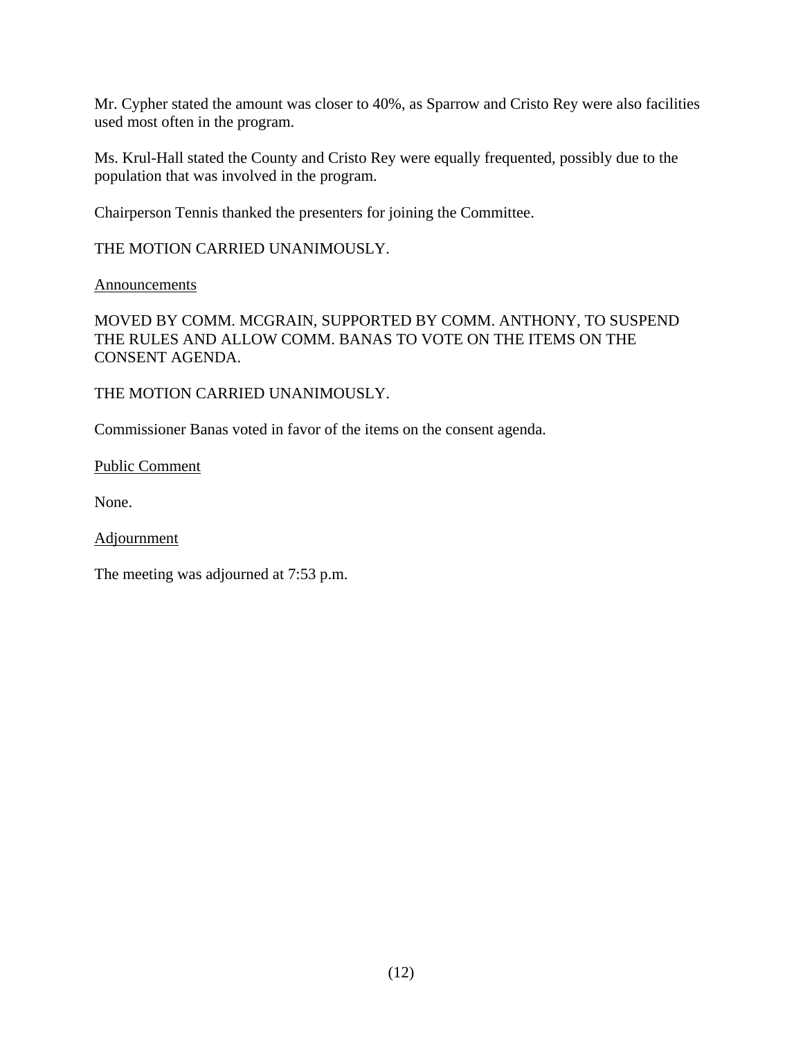Mr. Cypher stated the amount was closer to 40%, as Sparrow and Cristo Rey were also facilities used most often in the program.

Ms. Krul-Hall stated the County and Cristo Rey were equally frequented, possibly due to the population that was involved in the program.

Chairperson Tennis thanked the presenters for joining the Committee.

THE MOTION CARRIED UNANIMOUSLY.

<u>Announcements</u>

MOVED BY COMM. MCGRAIN, SUPPORTED BY COMM. ANTHONY, TO SUSPEND THE RULES AND ALLOW COMM. BANAS TO VOTE ON THE ITEMS ON THE CONSENT AGENDA.

THE MOTION CARRIED UNANIMOUSLY.

Commissioner Banas voted in favor of the items on the consent agenda.

<u>Public Comment</u>

None.

<u>Adjournment</u>

The meeting was adjourned at 7:53 p.m.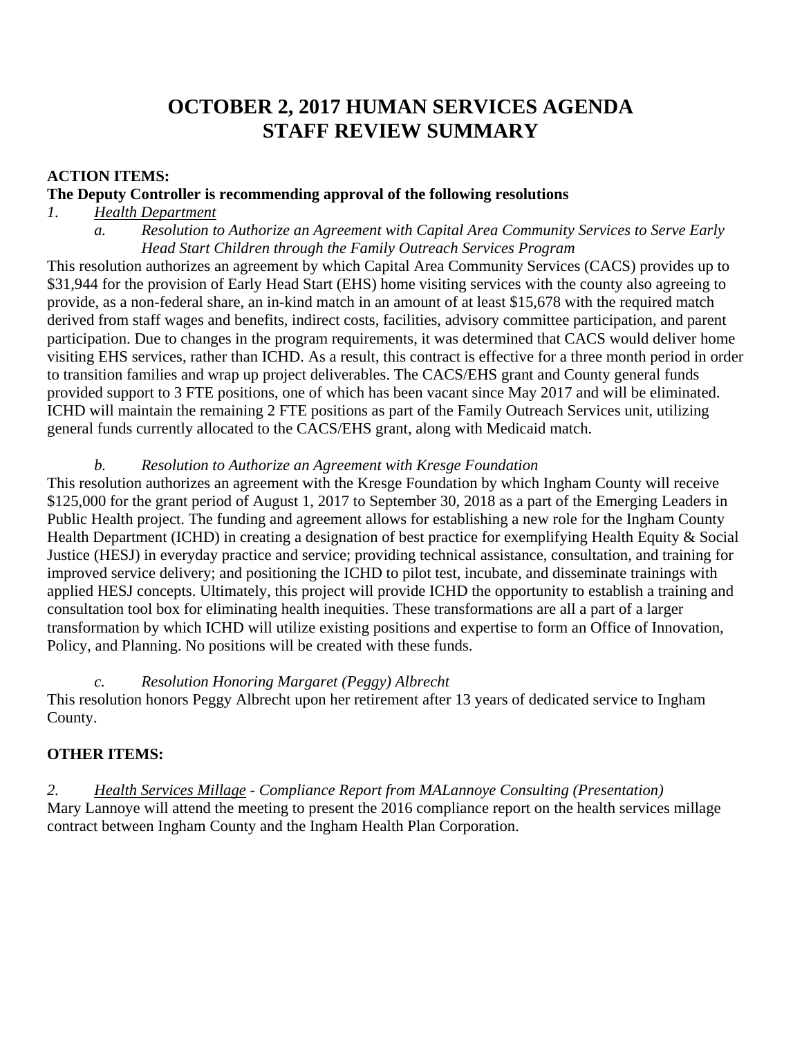# OCTOBER 2, 2017 HUMAN SERVICES AGENDA STAFF REVIEW SUMMARY

**ACTION ITEMS:**

**The Deputy Controller is recommending approval of the following resolutions**

*1.* *Health Department*

*a. Resolution to Authorize an Agreement with Capital Area Community Services to Serve Early Head Start Children through the Family Outreach Services Program*

This resolution authorizes an agreement by which Capital Area Community Services (CACS) provides up to $31,944 for the provision of Early Head Start (EHS) home visiting services with the county also agreeing to provide, as a non-federal share, an in-kind match in an amount of at least $15,678 with the required match derived from staff wages and benefits, indirect costs, facilities, advisory committee participation, and parent participation. Due to changes in the program requirements, it was determined that CACS would deliver home visiting EHS services, rather than ICHD. As a result, this contract is effective for a three month period in order to transition families and wrap up project deliverables. The CACS/EHS grant and County general funds provided support to 3 FTE positions, one of which has been vacant since May 2017 and will be eliminated. ICHD will maintain the remaining 2 FTE positions as part of the Family Outreach Services unit, utilizing general funds currently allocated to the CACS/EHS grant, along with Medicaid match.

*b. Resolution to Authorize an Agreement with Kresge Foundation*

This resolution authorizes an agreement with the Kresge Foundation by which Ingham County will receive $125,000 for the grant period of August 1, 2017 to September 30, 2018 as a part of the Emerging Leaders in Public Health project. The funding and agreement allows for establishing a new role for the Ingham County Health Department (ICHD) in creating a designation of best practice for exemplifying Health Equity & Social Justice (HESJ) in everyday practice and service; providing technical assistance, consultation, and training for improved service delivery; and positioning the ICHD to pilot test, incubate, and disseminate trainings with applied HESJ concepts. Ultimately, this project will provide ICHD the opportunity to establish a training and consultation tool box for eliminating health inequities. These transformations are all a part of a larger transformation by which ICHD will utilize existing positions and expertise to form an Office of Innovation, Policy, and Planning. No positions will be created with these funds.

*c. Resolution Honoring Margaret (Peggy) Albrecht*

This resolution honors Peggy Albrecht upon her retirement after 13 years of dedicated service to Ingham County.

**OTHER ITEMS:**

*2.* *Health Services Millage - Compliance Report from MALannoye Consulting (Presentation)*

Mary Lannoye will attend the meeting to present the 2016 compliance report on the health services millage contract between Ingham County and the Ingham Health Plan Corporation.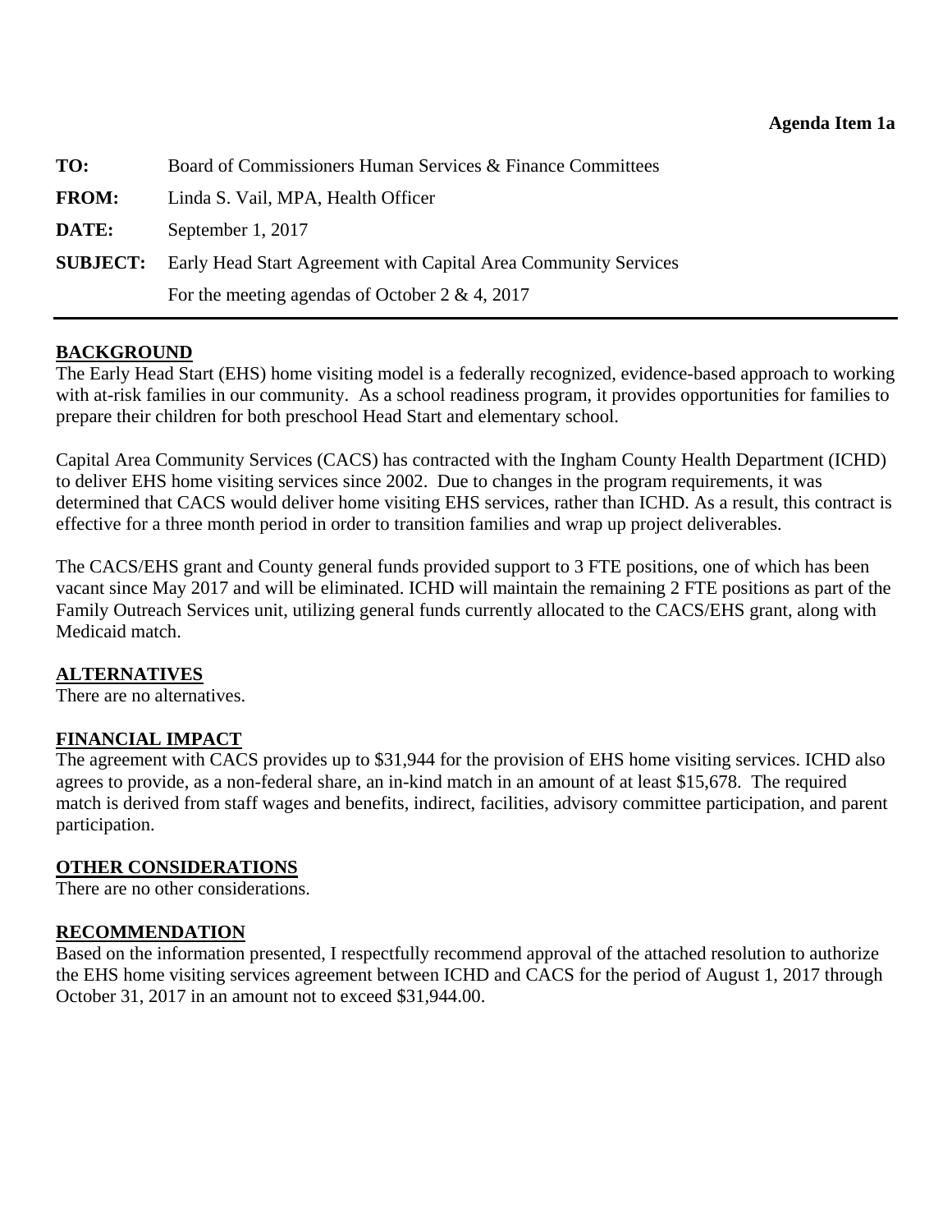**Agenda Item 1a**

**TO:** Board of Commissioners Human Services & Finance Committees

**FROM:** Linda S. Vail, MPA, Health Officer

**DATE:** September 1, 2017

**SUBJECT:** Early Head Start Agreement with Capital Area Community Services

For the meeting agendas of October 2 & 4, 2017

---

## BACKGROUND

The Early Head Start (EHS) home visiting model is a federally recognized, evidence-based approach to working with at-risk families in our community. As a school readiness program, it provides opportunities for families to prepare their children for both preschool Head Start and elementary school.

Capital Area Community Services (CACS) has contracted with the Ingham County Health Department (ICHD) to deliver EHS home visiting services since 2002. Due to changes in the program requirements, it was determined that CACS would deliver home visiting EHS services, rather than ICHD. As a result, this contract is effective for a three month period in order to transition families and wrap up project deliverables.

The CACS/EHS grant and County general funds provided support to 3 FTE positions, one of which has been vacant since May 2017 and will be eliminated. ICHD will maintain the remaining 2 FTE positions as part of the Family Outreach Services unit, utilizing general funds currently allocated to the CACS/EHS grant, along with Medicaid match.

## ALTERNATIVES

There are no alternatives.

## FINANCIAL IMPACT

The agreement with CACS provides up to $31,944 for the provision of EHS home visiting services. ICHD also agrees to provide, as a non-federal share, an in-kind match in an amount of at least $15,678. The required match is derived from staff wages and benefits, indirect, facilities, advisory committee participation, and parent participation.

## OTHER CONSIDERATIONS

There are no other considerations.

## RECOMMENDATION

Based on the information presented, I respectfully recommend approval of the attached resolution to authorize the EHS home visiting services agreement between ICHD and CACS for the period of August 1, 2017 through October 31, 2017 in an amount not to exceed $31,944.00.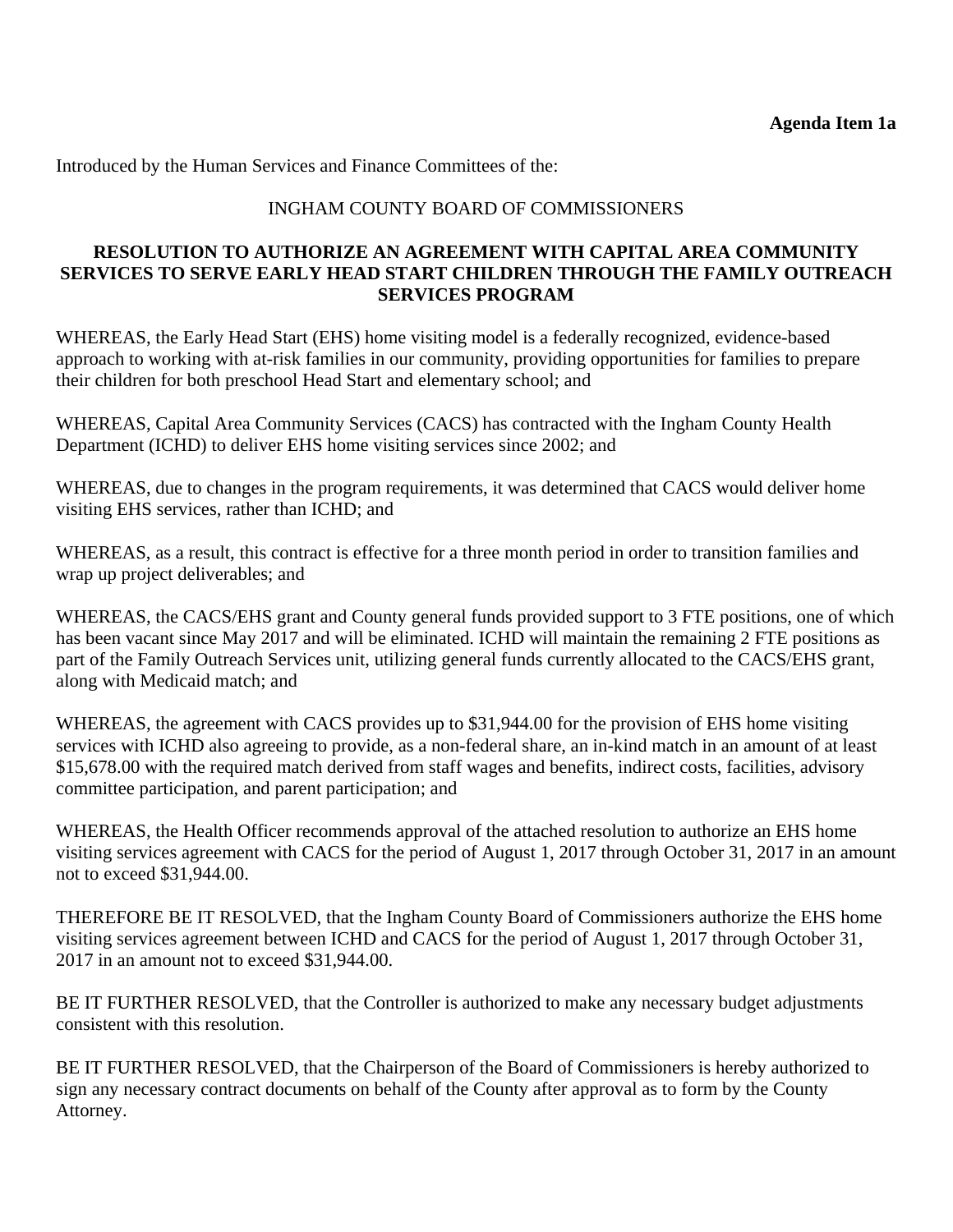**Agenda Item 1a**

Introduced by the Human Services and Finance Committees of the:

INGHAM COUNTY BOARD OF COMMISSIONERS

**RESOLUTION TO AUTHORIZE AN AGREEMENT WITH CAPITAL AREA COMMUNITY SERVICES TO SERVE EARLY HEAD START CHILDREN THROUGH THE FAMILY OUTREACH SERVICES PROGRAM**

WHEREAS, the Early Head Start (EHS) home visiting model is a federally recognized, evidence-based approach to working with at-risk families in our community, providing opportunities for families to prepare their children for both preschool Head Start and elementary school; and

WHEREAS, Capital Area Community Services (CACS) has contracted with the Ingham County Health Department (ICHD) to deliver EHS home visiting services since 2002; and

WHEREAS, due to changes in the program requirements, it was determined that CACS would deliver home visiting EHS services, rather than ICHD; and

WHEREAS, as a result, this contract is effective for a three month period in order to transition families and wrap up project deliverables; and

WHEREAS, the CACS/EHS grant and County general funds provided support to 3 FTE positions, one of which has been vacant since May 2017 and will be eliminated. ICHD will maintain the remaining 2 FTE positions as part of the Family Outreach Services unit, utilizing general funds currently allocated to the CACS/EHS grant, along with Medicaid match; and

WHEREAS, the agreement with CACS provides up to $31,944.00 for the provision of EHS home visiting services with ICHD also agreeing to provide, as a non-federal share, an in-kind match in an amount of at least $15,678.00 with the required match derived from staff wages and benefits, indirect costs, facilities, advisory committee participation, and parent participation; and

WHEREAS, the Health Officer recommends approval of the attached resolution to authorize an EHS home visiting services agreement with CACS for the period of August 1, 2017 through October 31, 2017 in an amount not to exceed $31,944.00.

THEREFORE BE IT RESOLVED, that the Ingham County Board of Commissioners authorize the EHS home visiting services agreement between ICHD and CACS for the period of August 1, 2017 through October 31, 2017 in an amount not to exceed $31,944.00.

BE IT FURTHER RESOLVED, that the Controller is authorized to make any necessary budget adjustments consistent with this resolution.

BE IT FURTHER RESOLVED, that the Chairperson of the Board of Commissioners is hereby authorized to sign any necessary contract documents on behalf of the County after approval as to form by the County Attorney.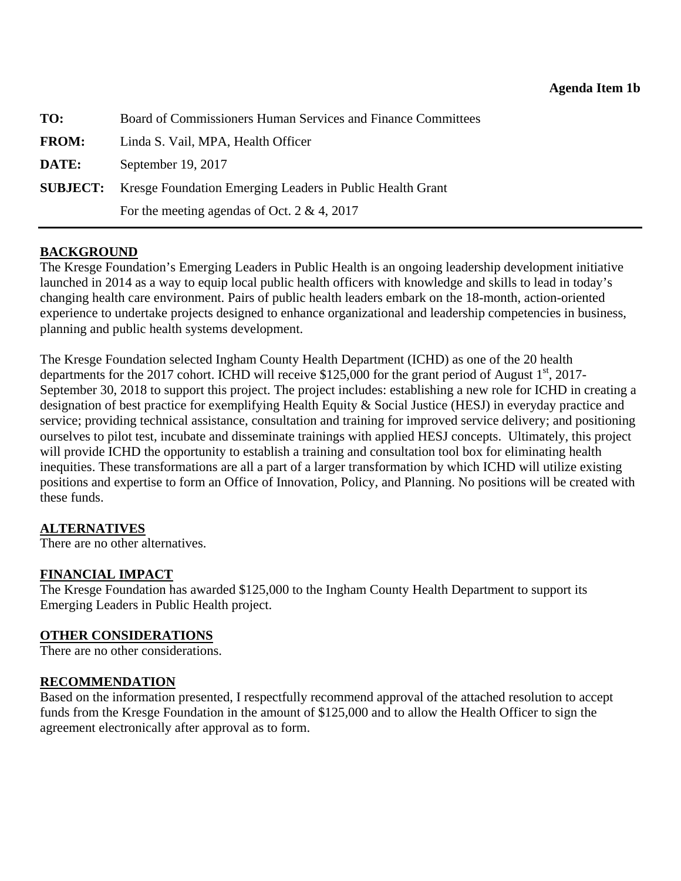**Agenda Item 1b**

| | |
|---|---|
| **TO:** | Board of Commissioners Human Services and Finance Committees |
| **FROM:** | Linda S. Vail, MPA, Health Officer |
| **DATE:** | September 19, 2017 |
| **SUBJECT:** | Kresge Foundation Emerging Leaders in Public Health Grant |
| | For the meeting agendas of Oct. 2 & 4, 2017 |

## BACKGROUND

The Kresge Foundation's Emerging Leaders in Public Health is an ongoing leadership development initiative launched in 2014 as a way to equip local public health officers with knowledge and skills to lead in today's changing health care environment. Pairs of public health leaders embark on the 18-month, action-oriented experience to undertake projects designed to enhance organizational and leadership competencies in business, planning and public health systems development.

The Kresge Foundation selected Ingham County Health Department (ICHD) as one of the 20 health departments for the 2017 cohort. ICHD will receive $125,000 for the grant period of August 1st, 2017-September 30, 2018 to support this project. The project includes: establishing a new role for ICHD in creating a designation of best practice for exemplifying Health Equity & Social Justice (HESJ) in everyday practice and service; providing technical assistance, consultation and training for improved service delivery; and positioning ourselves to pilot test, incubate and disseminate trainings with applied HESJ concepts. Ultimately, this project will provide ICHD the opportunity to establish a training and consultation tool box for eliminating health inequities. These transformations are all a part of a larger transformation by which ICHD will utilize existing positions and expertise to form an Office of Innovation, Policy, and Planning. No positions will be created with these funds.

## ALTERNATIVES

There are no other alternatives.

## FINANCIAL IMPACT

The Kresge Foundation has awarded $125,000 to the Ingham County Health Department to support its Emerging Leaders in Public Health project.

## OTHER CONSIDERATIONS

There are no other considerations.

## RECOMMENDATION

Based on the information presented, I respectfully recommend approval of the attached resolution to accept funds from the Kresge Foundation in the amount of $125,000 and to allow the Health Officer to sign the agreement electronically after approval as to form.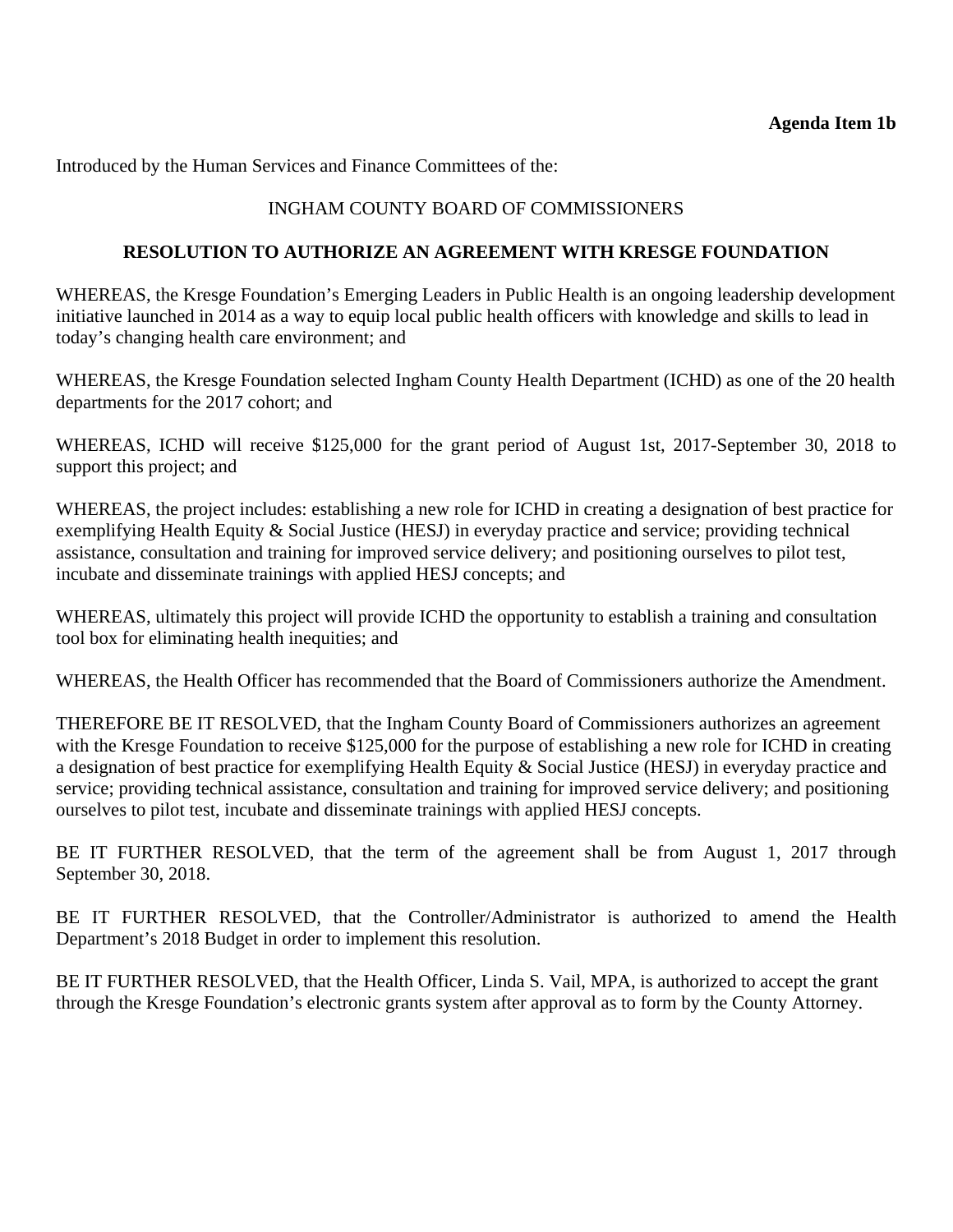**Agenda Item 1b**

Introduced by the Human Services and Finance Committees of the:

INGHAM COUNTY BOARD OF COMMISSIONERS

**RESOLUTION TO AUTHORIZE AN AGREEMENT WITH KRESGE FOUNDATION**

WHEREAS, the Kresge Foundation's Emerging Leaders in Public Health is an ongoing leadership development initiative launched in 2014 as a way to equip local public health officers with knowledge and skills to lead in today's changing health care environment; and

WHEREAS, the Kresge Foundation selected Ingham County Health Department (ICHD) as one of the 20 health departments for the 2017 cohort; and

WHEREAS, ICHD will receive $125,000 for the grant period of August 1st, 2017-September 30, 2018 to support this project; and

WHEREAS, the project includes: establishing a new role for ICHD in creating a designation of best practice for exemplifying Health Equity & Social Justice (HESJ) in everyday practice and service; providing technical assistance, consultation and training for improved service delivery; and positioning ourselves to pilot test, incubate and disseminate trainings with applied HESJ concepts; and

WHEREAS, ultimately this project will provide ICHD the opportunity to establish a training and consultation tool box for eliminating health inequities; and

WHEREAS, the Health Officer has recommended that the Board of Commissioners authorize the Amendment.

THEREFORE BE IT RESOLVED, that the Ingham County Board of Commissioners authorizes an agreement with the Kresge Foundation to receive $125,000 for the purpose of establishing a new role for ICHD in creating a designation of best practice for exemplifying Health Equity & Social Justice (HESJ) in everyday practice and service; providing technical assistance, consultation and training for improved service delivery; and positioning ourselves to pilot test, incubate and disseminate trainings with applied HESJ concepts.

BE IT FURTHER RESOLVED, that the term of the agreement shall be from August 1, 2017 through September 30, 2018.

BE IT FURTHER RESOLVED, that the Controller/Administrator is authorized to amend the Health Department's 2018 Budget in order to implement this resolution.

BE IT FURTHER RESOLVED, that the Health Officer, Linda S. Vail, MPA, is authorized to accept the grant through the Kresge Foundation's electronic grants system after approval as to form by the County Attorney.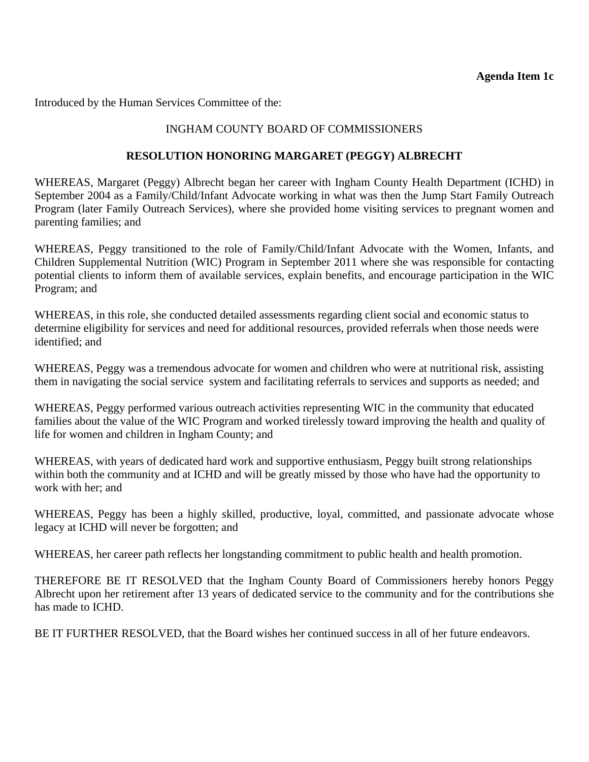**Agenda Item 1c**

Introduced by the Human Services Committee of the:

INGHAM COUNTY BOARD OF COMMISSIONERS

**RESOLUTION HONORING MARGARET (PEGGY) ALBRECHT**

WHEREAS, Margaret (Peggy) Albrecht began her career with Ingham County Health Department (ICHD) in September 2004 as a Family/Child/Infant Advocate working in what was then the Jump Start Family Outreach Program (later Family Outreach Services), where she provided home visiting services to pregnant women and parenting families; and

WHEREAS, Peggy transitioned to the role of Family/Child/Infant Advocate with the Women, Infants, and Children Supplemental Nutrition (WIC) Program in September 2011 where she was responsible for contacting potential clients to inform them of available services, explain benefits, and encourage participation in the WIC Program; and

WHEREAS, in this role, she conducted detailed assessments regarding client social and economic status to determine eligibility for services and need for additional resources, provided referrals when those needs were identified; and

WHEREAS, Peggy was a tremendous advocate for women and children who were at nutritional risk, assisting them in navigating the social service system and facilitating referrals to services and supports as needed; and

WHEREAS, Peggy performed various outreach activities representing WIC in the community that educated families about the value of the WIC Program and worked tirelessly toward improving the health and quality of life for women and children in Ingham County; and

WHEREAS, with years of dedicated hard work and supportive enthusiasm, Peggy built strong relationships within both the community and at ICHD and will be greatly missed by those who have had the opportunity to work with her; and

WHEREAS, Peggy has been a highly skilled, productive, loyal, committed, and passionate advocate whose legacy at ICHD will never be forgotten; and

WHEREAS, her career path reflects her longstanding commitment to public health and health promotion.

THEREFORE BE IT RESOLVED that the Ingham County Board of Commissioners hereby honors Peggy Albrecht upon her retirement after 13 years of dedicated service to the community and for the contributions she has made to ICHD.

BE IT FURTHER RESOLVED, that the Board wishes her continued success in all of her future endeavors.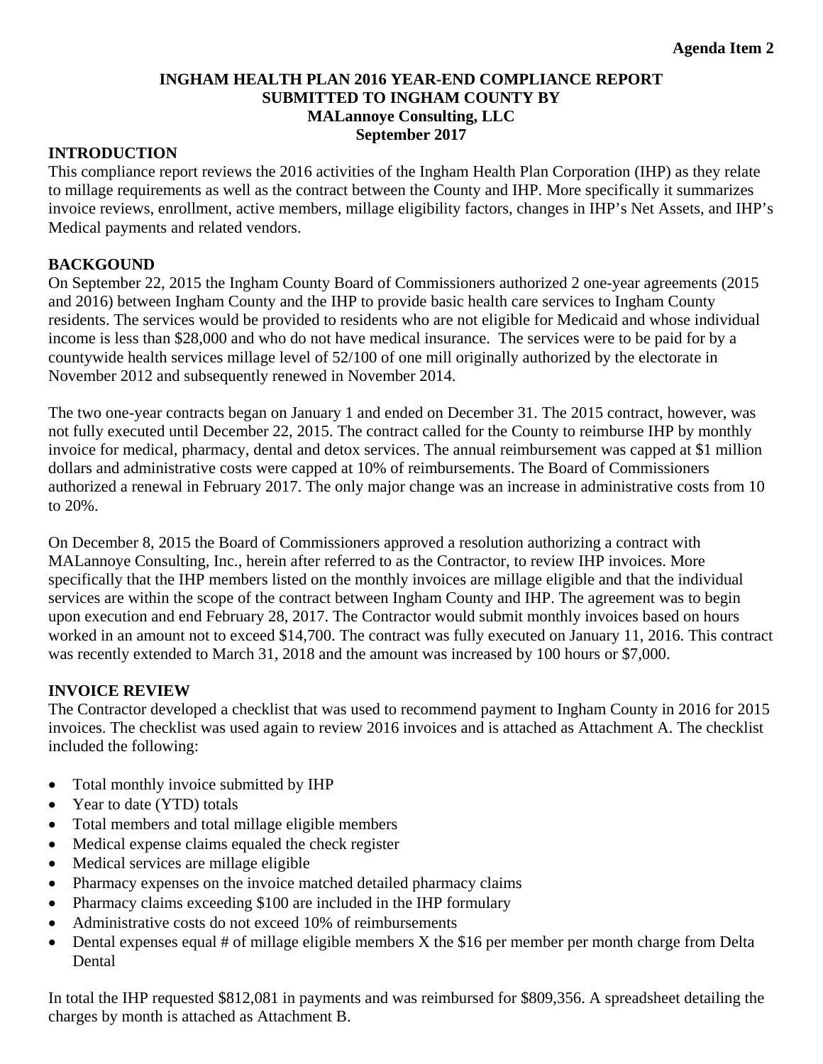**Agenda Item 2**

# INGHAM HEALTH PLAN 2016 YEAR-END COMPLIANCE REPORT SUBMITTED TO INGHAM COUNTY BY MALannoye Consulting, LLC September 2017

## INTRODUCTION

This compliance report reviews the 2016 activities of the Ingham Health Plan Corporation (IHP) as they relate to millage requirements as well as the contract between the County and IHP. More specifically it summarizes invoice reviews, enrollment, active members, millage eligibility factors, changes in IHP's Net Assets, and IHP's Medical payments and related vendors.

## BACKGOUND

On September 22, 2015 the Ingham County Board of Commissioners authorized 2 one-year agreements (2015 and 2016) between Ingham County and the IHP to provide basic health care services to Ingham County residents. The services would be provided to residents who are not eligible for Medicaid and whose individual income is less than $28,000 and who do not have medical insurance. The services were to be paid for by a countywide health services millage level of 52/100 of one mill originally authorized by the electorate in November 2012 and subsequently renewed in November 2014.

The two one-year contracts began on January 1 and ended on December 31. The 2015 contract, however, was not fully executed until December 22, 2015. The contract called for the County to reimburse IHP by monthly invoice for medical, pharmacy, dental and detox services. The annual reimbursement was capped at $1 million dollars and administrative costs were capped at 10% of reimbursements. The Board of Commissioners authorized a renewal in February 2017. The only major change was an increase in administrative costs from 10 to 20%.

On December 8, 2015 the Board of Commissioners approved a resolution authorizing a contract with MALannoye Consulting, Inc., herein after referred to as the Contractor, to review IHP invoices. More specifically that the IHP members listed on the monthly invoices are millage eligible and that the individual services are within the scope of the contract between Ingham County and IHP. The agreement was to begin upon execution and end February 28, 2017. The Contractor would submit monthly invoices based on hours worked in an amount not to exceed $14,700. The contract was fully executed on January 11, 2016. This contract was recently extended to March 31, 2018 and the amount was increased by 100 hours or $7,000.

## INVOICE REVIEW

The Contractor developed a checklist that was used to recommend payment to Ingham County in 2016 for 2015 invoices. The checklist was used again to review 2016 invoices and is attached as Attachment A. The checklist included the following:

- Total monthly invoice submitted by IHP
- Year to date (YTD) totals
- Total members and total millage eligible members
- Medical expense claims equaled the check register
- Medical services are millage eligible
- Pharmacy expenses on the invoice matched detailed pharmacy claims
- Pharmacy claims exceeding $100 are included in the IHP formulary
- Administrative costs do not exceed 10% of reimbursements
- Dental expenses equal # of millage eligible members X the $16 per member per month charge from Delta Dental

In total the IHP requested $812,081 in payments and was reimbursed for $809,356. A spreadsheet detailing the charges by month is attached as Attachment B.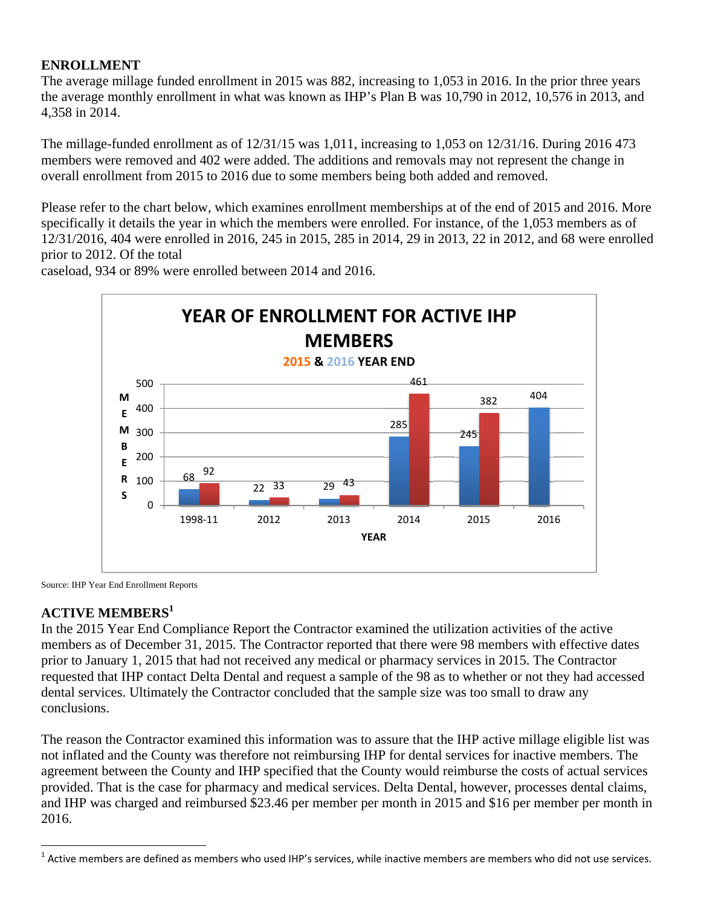## ENROLLMENT

The average millage funded enrollment in 2015 was 882, increasing to 1,053 in 2016. In the prior three years the average monthly enrollment in what was known as IHP's Plan B was 10,790 in 2012, 10,576 in 2013, and 4,358 in 2014.

The millage-funded enrollment as of 12/31/15 was 1,011, increasing to 1,053 on 12/31/16. During 2016 473 members were removed and 402 were added. The additions and removals may not represent the change in overall enrollment from 2015 to 2016 due to some members being both added and removed.

Please refer to the chart below, which examines enrollment memberships at of the end of 2015 and 2016. More specifically it details the year in which the members were enrolled. For instance, of the 1,053 members as of 12/31/2016, 404 were enrolled in 2016, 245 in 2015, 285 in 2014, 29 in 2013, 22 in 2012, and 68 were enrolled prior to 2012. Of the total caseload, 934 or 89% were enrolled between 2014 and 2016.

**YEAR OF ENROLLMENT FOR ACTIVE IHP MEMBERS**
**2015 & 2016 YEAR END**

| YEAR | 2015 | 2016 |
|---|---|---|
| 1998-11 | 92 | 68 |
| 2012 | 33 | 22 |
| 2013 | 43 | 29 |
| 2014 | 461 | 285 |
| 2015 | 382 | 245 |
| 2016 | | 404 |

Source: IHP Year End Enrollment Reports

## ACTIVE MEMBERS[1]

In the 2015 Year End Compliance Report the Contractor examined the utilization activities of the active members as of December 31, 2015. The Contractor reported that there were 98 members with effective dates prior to January 1, 2015 that had not received any medical or pharmacy services in 2015. The Contractor requested that IHP contact Delta Dental and request a sample of the 98 as to whether or not they had accessed dental services. Ultimately the Contractor concluded that the sample size was too small to draw any conclusions.

The reason the Contractor examined this information was to assure that the IHP active millage eligible list was not inflated and the County was therefore not reimbursing IHP for dental services for inactive members. The agreement between the County and IHP specified that the County would reimburse the costs of actual services provided. That is the case for pharmacy and medical services. Delta Dental, however, processes dental claims, and IHP was charged and reimbursed $23.46 per member per month in 2015 and $16 per member per month in 2016.

---

[1] Active members are defined as members who used IHP's services, while inactive members are members who did not use services.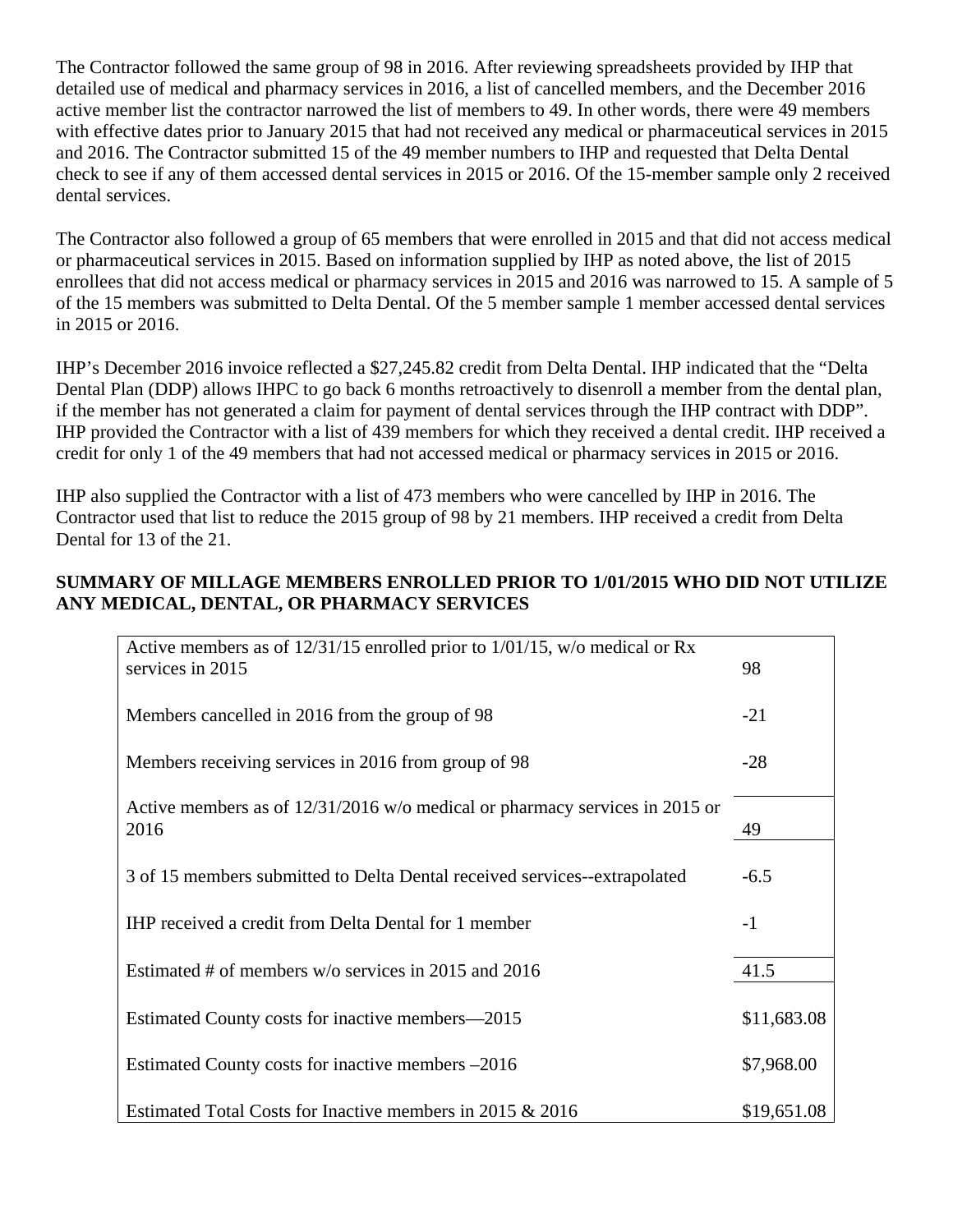The Contractor followed the same group of 98 in 2016. After reviewing spreadsheets provided by IHP that detailed use of medical and pharmacy services in 2016, a list of cancelled members, and the December 2016 active member list the contractor narrowed the list of members to 49. In other words, there were 49 members with effective dates prior to January 2015 that had not received any medical or pharmaceutical services in 2015 and 2016. The Contractor submitted 15 of the 49 member numbers to IHP and requested that Delta Dental check to see if any of them accessed dental services in 2015 or 2016. Of the 15-member sample only 2 received dental services.

The Contractor also followed a group of 65 members that were enrolled in 2015 and that did not access medical or pharmaceutical services in 2015. Based on information supplied by IHP as noted above, the list of 2015 enrollees that did not access medical or pharmacy services in 2015 and 2016 was narrowed to 15. A sample of 5 of the 15 members was submitted to Delta Dental. Of the 5 member sample 1 member accessed dental services in 2015 or 2016.

IHP's December 2016 invoice reflected a $27,245.82 credit from Delta Dental. IHP indicated that the "Delta Dental Plan (DDP) allows IHPC to go back 6 months retroactively to disenroll a member from the dental plan, if the member has not generated a claim for payment of dental services through the IHP contract with DDP". IHP provided the Contractor with a list of 439 members for which they received a dental credit. IHP received a credit for only 1 of the 49 members that had not accessed medical or pharmacy services in 2015 or 2016.

IHP also supplied the Contractor with a list of 473 members who were cancelled by IHP in 2016. The Contractor used that list to reduce the 2015 group of 98 by 21 members. IHP received a credit from Delta Dental for 13 of the 21.

**SUMMARY OF MILLAGE MEMBERS ENROLLED PRIOR TO 1/01/2015 WHO DID NOT UTILIZE ANY MEDICAL, DENTAL, OR PHARMACY SERVICES**

| | |
|---|---|
| Active members as of 12/31/15 enrolled prior to 1/01/15, w/o medical or Rx services in 2015 | 98 |
| Members cancelled in 2016 from the group of 98 | -21 |
| Members receiving services in 2016 from group of 98 | -28 |
| Active members as of 12/31/2016 w/o medical or pharmacy services in 2015 or 2016 | 49 |
| 3 of 15 members submitted to Delta Dental received services--extrapolated | -6.5 |
| IHP received a credit from Delta Dental for 1 member | -1 |
| Estimated # of members w/o services in 2015 and 2016 | 41.5 |
| Estimated County costs for inactive members—2015 | $11,683.08 |
| Estimated County costs for inactive members –2016 | $7,968.00 |
| Estimated Total Costs for Inactive members in 2015 & 2016 | $19,651.08 |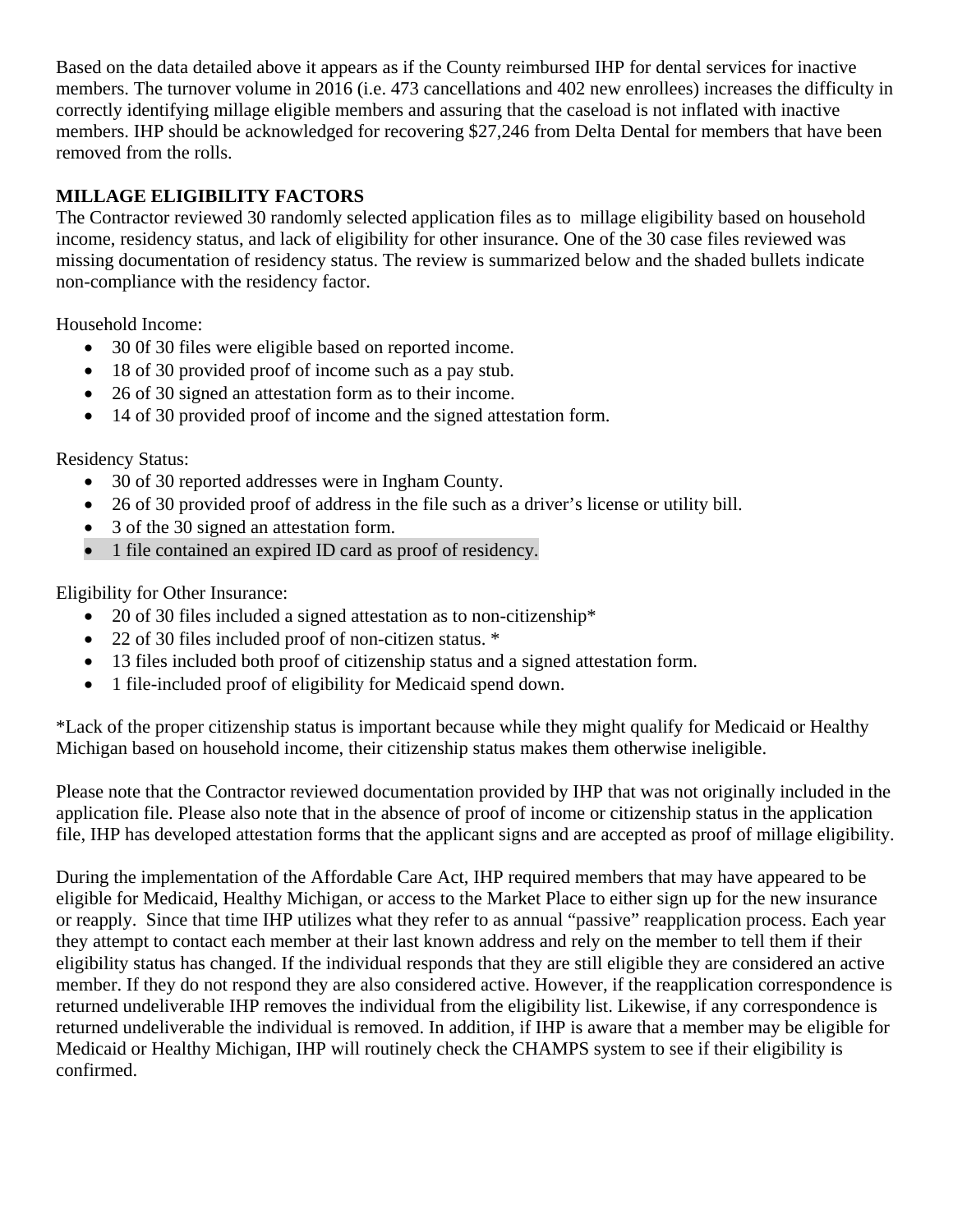Based on the data detailed above it appears as if the County reimbursed IHP for dental services for inactive members. The turnover volume in 2016 (i.e. 473 cancellations and 402 new enrollees) increases the difficulty in correctly identifying millage eligible members and assuring that the caseload is not inflated with inactive members. IHP should be acknowledged for recovering $27,246 from Delta Dental for members that have been removed from the rolls.

**MILLAGE ELIGIBILITY FACTORS**

The Contractor reviewed 30 randomly selected application files as to millage eligibility based on household income, residency status, and lack of eligibility for other insurance. One of the 30 case files reviewed was missing documentation of residency status. The review is summarized below and the shaded bullets indicate non-compliance with the residency factor.

Household Income:

- 30 0f 30 files were eligible based on reported income.
- 18 of 30 provided proof of income such as a pay stub.
- 26 of 30 signed an attestation form as to their income.
- 14 of 30 provided proof of income and the signed attestation form.

Residency Status:

- 30 of 30 reported addresses were in Ingham County.
- 26 of 30 provided proof of address in the file such as a driver's license or utility bill.
- 3 of the 30 signed an attestation form.
- 1 file contained an expired ID card as proof of residency.

Eligibility for Other Insurance:

- 20 of 30 files included a signed attestation as to non-citizenship*
- 22 of 30 files included proof of non-citizen status. *
- 13 files included both proof of citizenship status and a signed attestation form.
- 1 file-included proof of eligibility for Medicaid spend down.

*Lack of the proper citizenship status is important because while they might qualify for Medicaid or Healthy Michigan based on household income, their citizenship status makes them otherwise ineligible.

Please note that the Contractor reviewed documentation provided by IHP that was not originally included in the application file. Please also note that in the absence of proof of income or citizenship status in the application file, IHP has developed attestation forms that the applicant signs and are accepted as proof of millage eligibility.

During the implementation of the Affordable Care Act, IHP required members that may have appeared to be eligible for Medicaid, Healthy Michigan, or access to the Market Place to either sign up for the new insurance or reapply. Since that time IHP utilizes what they refer to as annual "passive" reapplication process. Each year they attempt to contact each member at their last known address and rely on the member to tell them if their eligibility status has changed. If the individual responds that they are still eligible they are considered an active member. If they do not respond they are also considered active. However, if the reapplication correspondence is returned undeliverable IHP removes the individual from the eligibility list. Likewise, if any correspondence is returned undeliverable the individual is removed. In addition, if IHP is aware that a member may be eligible for Medicaid or Healthy Michigan, IHP will routinely check the CHAMPS system to see if their eligibility is confirmed.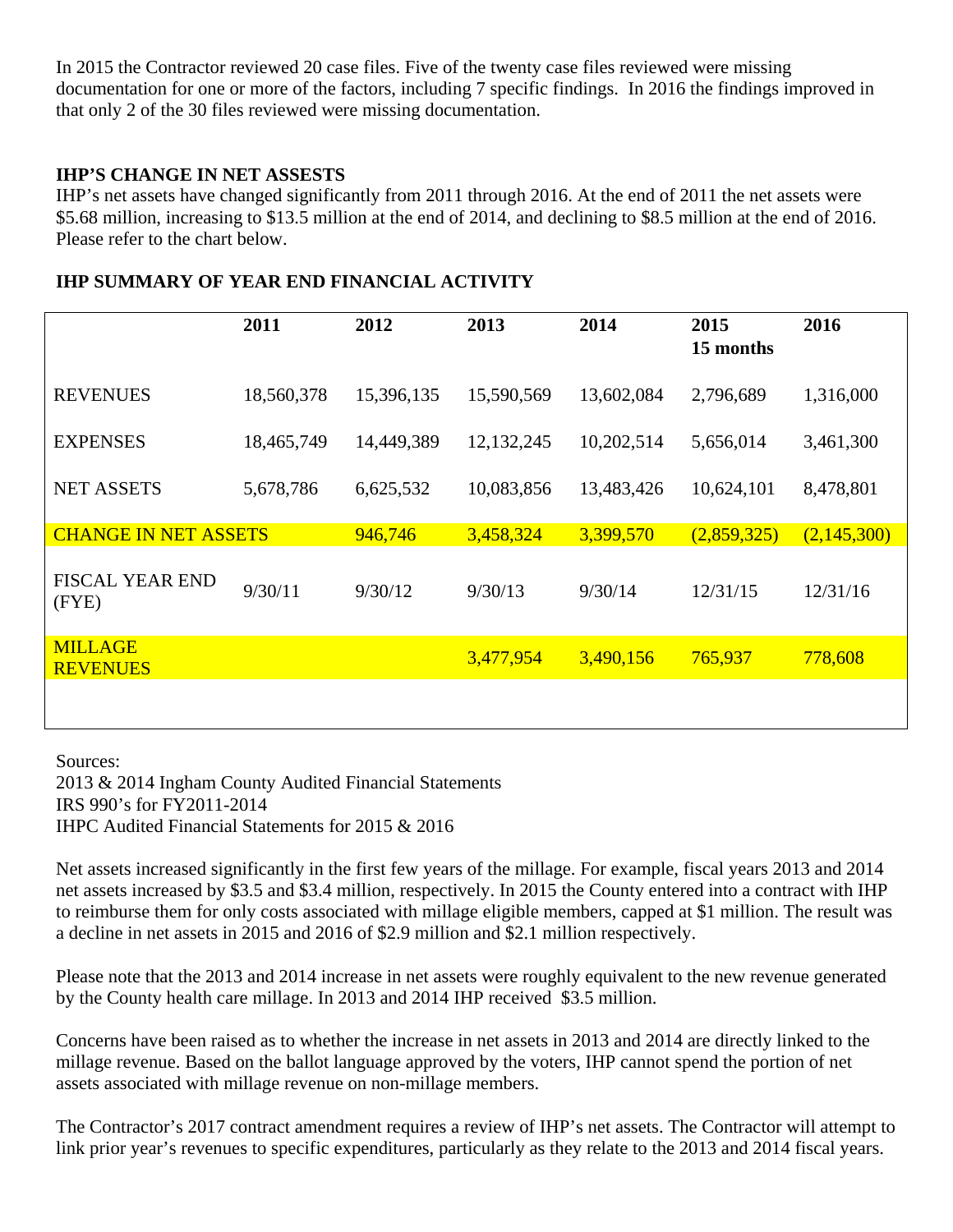In 2015 the Contractor reviewed 20 case files. Five of the twenty case files reviewed were missing documentation for one or more of the factors, including 7 specific findings. In 2016 the findings improved in that only 2 of the 30 files reviewed were missing documentation.

### IHP'S CHANGE IN NET ASSESTS

IHP's net assets have changed significantly from 2011 through 2016. At the end of 2011 the net assets were \$5.68 million, increasing to \$13.5 million at the end of 2014, and declining to \$8.5 million at the end of 2016. Please refer to the chart below.

### IHP SUMMARY OF YEAR END FINANCIAL ACTIVITY

| | 2011 | 2012 | 2013 | 2014 | 2015 15 months | 2016 |
|---|---|---|---|---|---|---|
| REVENUES | 18,560,378 | 15,396,135 | 15,590,569 | 13,602,084 | 2,796,689 | 1,316,000 |
| EXPENSES | 18,465,749 | 14,449,389 | 12,132,245 | 10,202,514 | 5,656,014 | 3,461,300 |
| NET ASSETS | 5,678,786 | 6,625,532 | 10,083,856 | 13,483,426 | 10,624,101 | 8,478,801 |
| CHANGE IN NET ASSETS | | 946,746 | 3,458,324 | 3,399,570 | (2,859,325) | (2,145,300) |
| FISCAL YEAR END (FYE) | 9/30/11 | 9/30/12 | 9/30/13 | 9/30/14 | 12/31/15 | 12/31/16 |
| MILLAGE REVENUES | | | 3,477,954 | 3,490,156 | 765,937 | 778,608 |

Sources:
2013 & 2014 Ingham County Audited Financial Statements
IRS 990's for FY2011-2014
IHPC Audited Financial Statements for 2015 & 2016

Net assets increased significantly in the first few years of the millage. For example, fiscal years 2013 and 2014 net assets increased by \$3.5 and \$3.4 million, respectively. In 2015 the County entered into a contract with IHP to reimburse them for only costs associated with millage eligible members, capped at \$1 million. The result was a decline in net assets in 2015 and 2016 of \$2.9 million and \$2.1 million respectively.

Please note that the 2013 and 2014 increase in net assets were roughly equivalent to the new revenue generated by the County health care millage. In 2013 and 2014 IHP received \$3.5 million.

Concerns have been raised as to whether the increase in net assets in 2013 and 2014 are directly linked to the millage revenue. Based on the ballot language approved by the voters, IHP cannot spend the portion of net assets associated with millage revenue on non-millage members.

The Contractor's 2017 contract amendment requires a review of IHP's net assets. The Contractor will attempt to link prior year's revenues to specific expenditures, particularly as they relate to the 2013 and 2014 fiscal years.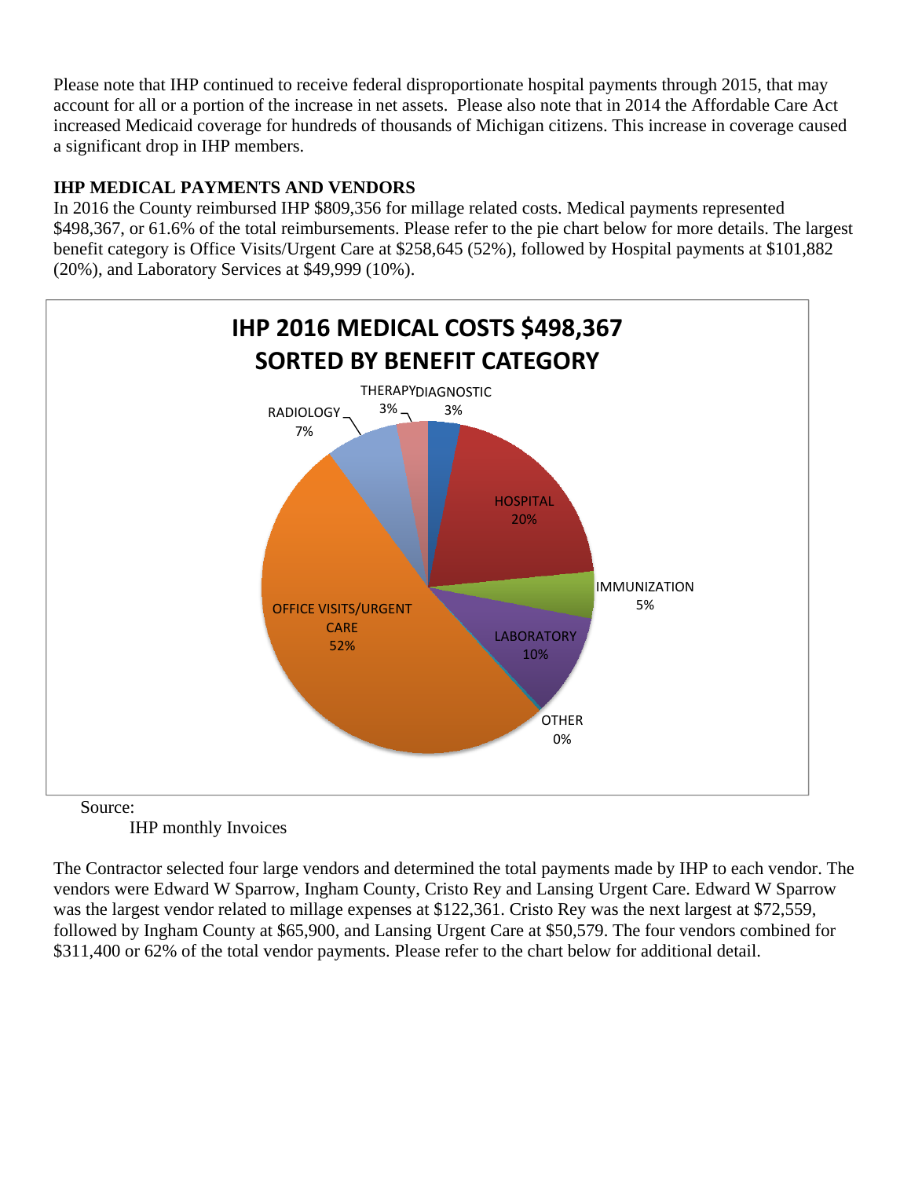Please note that IHP continued to receive federal disproportionate hospital payments through 2015, that may account for all or a portion of the increase in net assets. Please also note that in 2014 the Affordable Care Act increased Medicaid coverage for hundreds of thousands of Michigan citizens. This increase in coverage caused a significant drop in IHP members.

**IHP MEDICAL PAYMENTS AND VENDORS**

In 2016 the County reimbursed IHP $809,356 for millage related costs. Medical payments represented $498,367, or 61.6% of the total reimbursements. Please refer to the pie chart below for more details. The largest benefit category is Office Visits/Urgent Care at $258,645 (52%), followed by Hospital payments at $101,882 (20%), and Laboratory Services at $49,999 (10%).

**IHP 2016 MEDICAL COSTS $498,367**
**SORTED BY BENEFIT CATEGORY**

| Benefit Category | Percent |
| --- | --- |
| DIAGNOSTIC | 3% |
| HOSPITAL | 20% |
| IMMUNIZATION | 5% |
| LABORATORY | 10% |
| OTHER | 0% |
| OFFICE VISITS/URGENT CARE | 52% |
| RADIOLOGY | 7% |
| THERAPY | 3% |

Source:
IHP monthly Invoices

The Contractor selected four large vendors and determined the total payments made by IHP to each vendor. The vendors were Edward W Sparrow, Ingham County, Cristo Rey and Lansing Urgent Care. Edward W Sparrow was the largest vendor related to millage expenses at $122,361. Cristo Rey was the next largest at $72,559, followed by Ingham County at $65,900, and Lansing Urgent Care at $50,579. The four vendors combined for $311,400 or 62% of the total vendor payments. Please refer to the chart below for additional detail.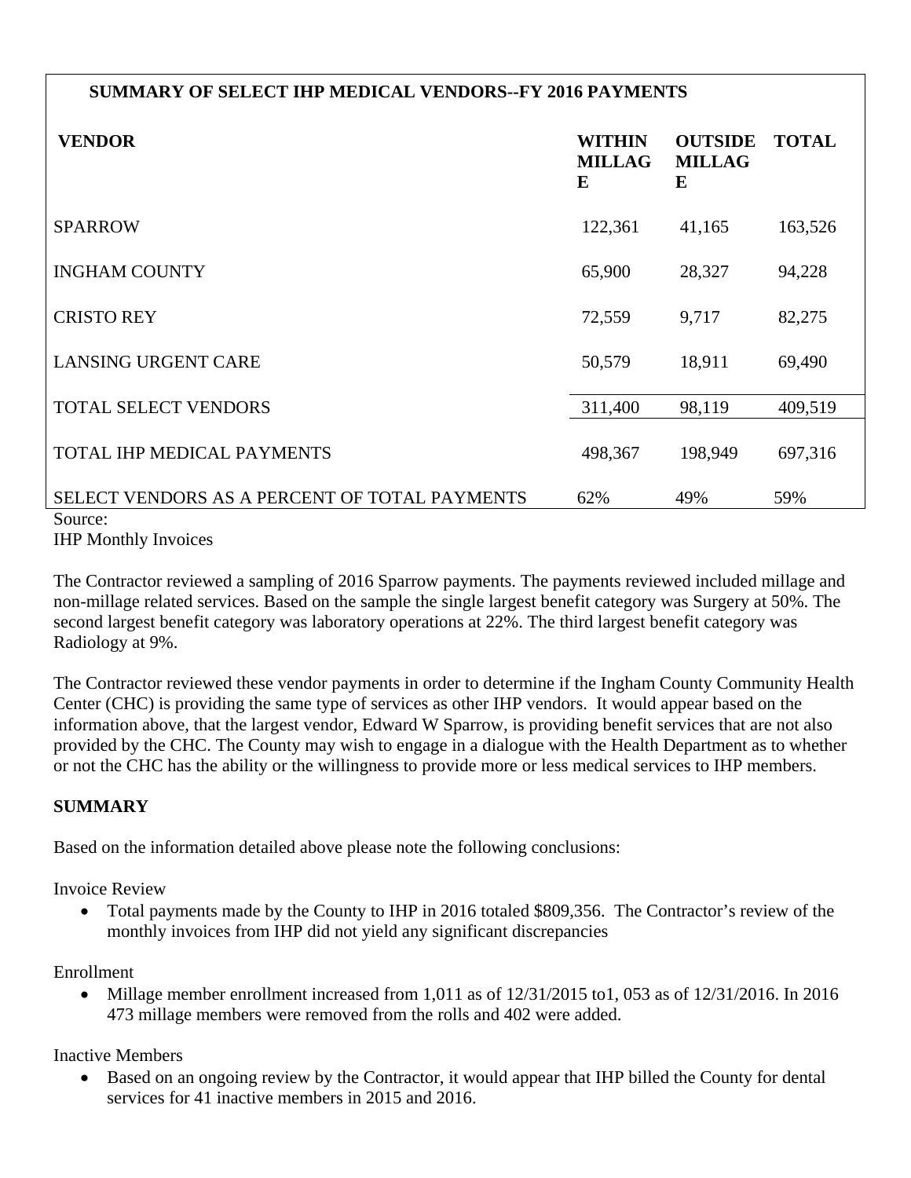**SUMMARY OF SELECT IHP MEDICAL VENDORS--FY 2016 PAYMENTS**

| VENDOR | WITHIN MILLAGE | OUTSIDE MILLAGE | TOTAL |
|---|---|---|---|
| SPARROW | 122,361 | 41,165 | 163,526 |
| INGHAM COUNTY | 65,900 | 28,327 | 94,228 |
| CRISTO REY | 72,559 | 9,717 | 82,275 |
| LANSING URGENT CARE | 50,579 | 18,911 | 69,490 |
| TOTAL SELECT VENDORS | 311,400 | 98,119 | 409,519 |
| TOTAL IHP MEDICAL PAYMENTS | 498,367 | 198,949 | 697,316 |
| SELECT VENDORS AS A PERCENT OF TOTAL PAYMENTS | 62% | 49% | 59% |

Source:
IHP Monthly Invoices

The Contractor reviewed a sampling of 2016 Sparrow payments. The payments reviewed included millage and non-millage related services. Based on the sample the single largest benefit category was Surgery at 50%. The second largest benefit category was laboratory operations at 22%. The third largest benefit category was Radiology at 9%.

The Contractor reviewed these vendor payments in order to determine if the Ingham County Community Health Center (CHC) is providing the same type of services as other IHP vendors. It would appear based on the information above, that the largest vendor, Edward W Sparrow, is providing benefit services that are not also provided by the CHC. The County may wish to engage in a dialogue with the Health Department as to whether or not the CHC has the ability or the willingness to provide more or less medical services to IHP members.

**SUMMARY**

Based on the information detailed above please note the following conclusions:

Invoice Review

- Total payments made by the County to IHP in 2016 totaled $809,356. The Contractor's review of the monthly invoices from IHP did not yield any significant discrepancies

Enrollment

- Millage member enrollment increased from 1,011 as of 12/31/2015 to1, 053 as of 12/31/2016. In 2016 473 millage members were removed from the rolls and 402 were added.

Inactive Members

- Based on an ongoing review by the Contractor, it would appear that IHP billed the County for dental services for 41 inactive members in 2015 and 2016.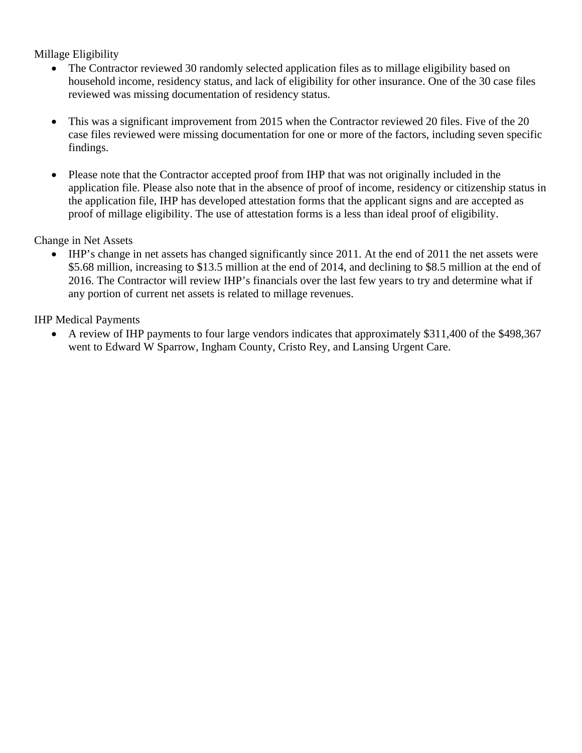Millage Eligibility

- The Contractor reviewed 30 randomly selected application files as to millage eligibility based on household income, residency status, and lack of eligibility for other insurance. One of the 30 case files reviewed was missing documentation of residency status.

- This was a significant improvement from 2015 when the Contractor reviewed 20 files. Five of the 20 case files reviewed were missing documentation for one or more of the factors, including seven specific findings.

- Please note that the Contractor accepted proof from IHP that was not originally included in the application file. Please also note that in the absence of proof of income, residency or citizenship status in the application file, IHP has developed attestation forms that the applicant signs and are accepted as proof of millage eligibility. The use of attestation forms is a less than ideal proof of eligibility.

Change in Net Assets

- IHP's change in net assets has changed significantly since 2011. At the end of 2011 the net assets were $5.68 million, increasing to $13.5 million at the end of 2014, and declining to $8.5 million at the end of 2016. The Contractor will review IHP's financials over the last few years to try and determine what if any portion of current net assets is related to millage revenues.

IHP Medical Payments

- A review of IHP payments to four large vendors indicates that approximately $311,400 of the $498,367 went to Edward W Sparrow, Ingham County, Cristo Rey, and Lansing Urgent Care.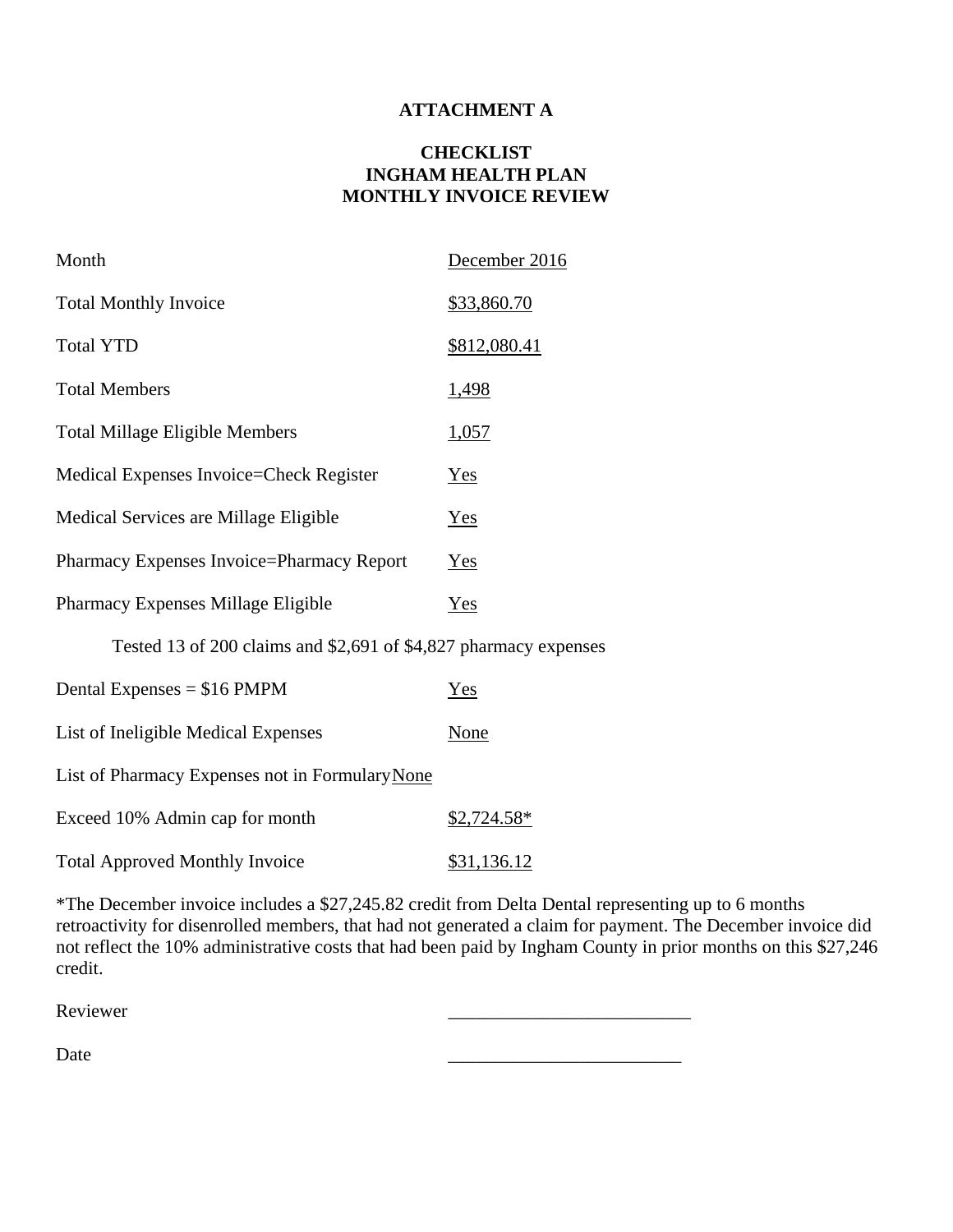**ATTACHMENT A**

**CHECKLIST**
**INGHAM HEALTH PLAN**
**MONTHLY INVOICE REVIEW**

| | |
|---|---|
| Month | December 2016 |
| Total Monthly Invoice | $33,860.70 |
| Total YTD | $812,080.41 |
| Total Members | 1,498 |
| Total Millage Eligible Members | 1,057 |
| Medical Expenses Invoice=Check Register | Yes |
| Medical Services are Millage Eligible | Yes |
| Pharmacy Expenses Invoice=Pharmacy Report | Yes |
| Pharmacy Expenses Millage Eligible | Yes |

Tested 13 of 200 claims and $2,691 of $4,827 pharmacy expenses

| | |
|---|---|
| Dental Expenses = $16 PMPM | Yes |
| List of Ineligible Medical Expenses | None |
| List of Pharmacy Expenses not in Formulary | None |
| Exceed 10% Admin cap for month | $2,724.58* |
| Total Approved Monthly Invoice | $31,136.12 |

*The December invoice includes a $27,245.82 credit from Delta Dental representing up to 6 months retroactivity for disenrolled members, that had not generated a claim for payment. The December invoice did not reflect the 10% administrative costs that had been paid by Ingham County in prior months on this $27,246 credit.

Reviewer \_\_\_\_\_\_\_\_\_\_\_\_\_\_\_\_\_\_\_\_\_\_\_\_\_\_

Date \_\_\_\_\_\_\_\_\_\_\_\_\_\_\_\_\_\_\_\_\_\_\_\_\_\_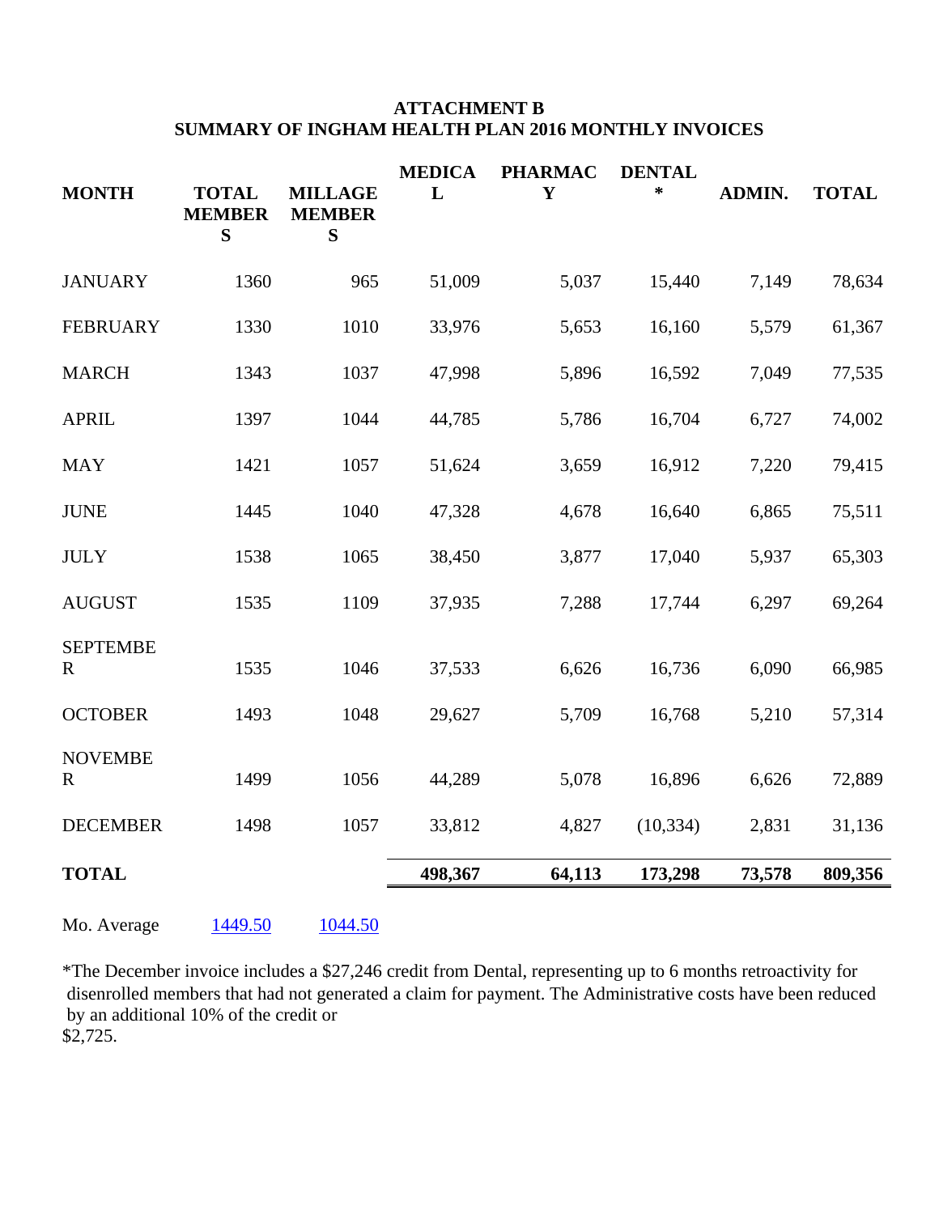**ATTACHMENT B**
**SUMMARY OF INGHAM HEALTH PLAN 2016 MONTHLY INVOICES**

| MONTH | TOTAL MEMBERS | MILLAGE MEMBERS | MEDICAL | PHARMACY | DENTAL * | ADMIN. | TOTAL |
|---|---|---|---|---|---|---|---|
| JANUARY | 1360 | 965 | 51,009 | 5,037 | 15,440 | 7,149 | 78,634 |
| FEBRUARY | 1330 | 1010 | 33,976 | 5,653 | 16,160 | 5,579 | 61,367 |
| MARCH | 1343 | 1037 | 47,998 | 5,896 | 16,592 | 7,049 | 77,535 |
| APRIL | 1397 | 1044 | 44,785 | 5,786 | 16,704 | 6,727 | 74,002 |
| MAY | 1421 | 1057 | 51,624 | 3,659 | 16,912 | 7,220 | 79,415 |
| JUNE | 1445 | 1040 | 47,328 | 4,678 | 16,640 | 6,865 | 75,511 |
| JULY | 1538 | 1065 | 38,450 | 3,877 | 17,040 | 5,937 | 65,303 |
| AUGUST | 1535 | 1109 | 37,935 | 7,288 | 17,744 | 6,297 | 69,264 |
| SEPTEMBER | 1535 | 1046 | 37,533 | 6,626 | 16,736 | 6,090 | 66,985 |
| OCTOBER | 1493 | 1048 | 29,627 | 5,709 | 16,768 | 5,210 | 57,314 |
| NOVEMBER | 1499 | 1056 | 44,289 | 5,078 | 16,896 | 6,626 | 72,889 |
| DECEMBER | 1498 | 1057 | 33,812 | 4,827 | (10,334) | 2,831 | 31,136 |
| **TOTAL** | | | **498,367** | **64,113** | **173,298** | **73,578** | **809,356** |
| Mo. Average | 1449.50 | 1044.50 | | | | | |

*The December invoice includes a $27,246 credit from Dental, representing up to 6 months retroactivity for disenrolled members that had not generated a claim for payment. The Administrative costs have been reduced by an additional 10% of the credit or $2,725.